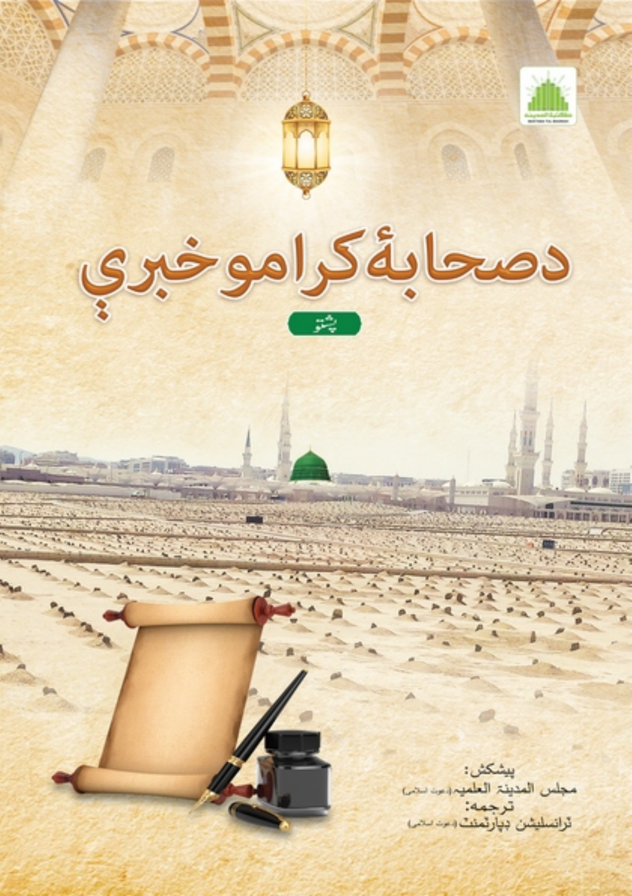# دصحابهٔ کرامو خبرې

پښتو

پیشکش:
مجلس المدینة العلمیه (دعوت اسلامی)
ترجمه:
ټرانسلیشن ډپارټمنټ (دعوت اسلامی)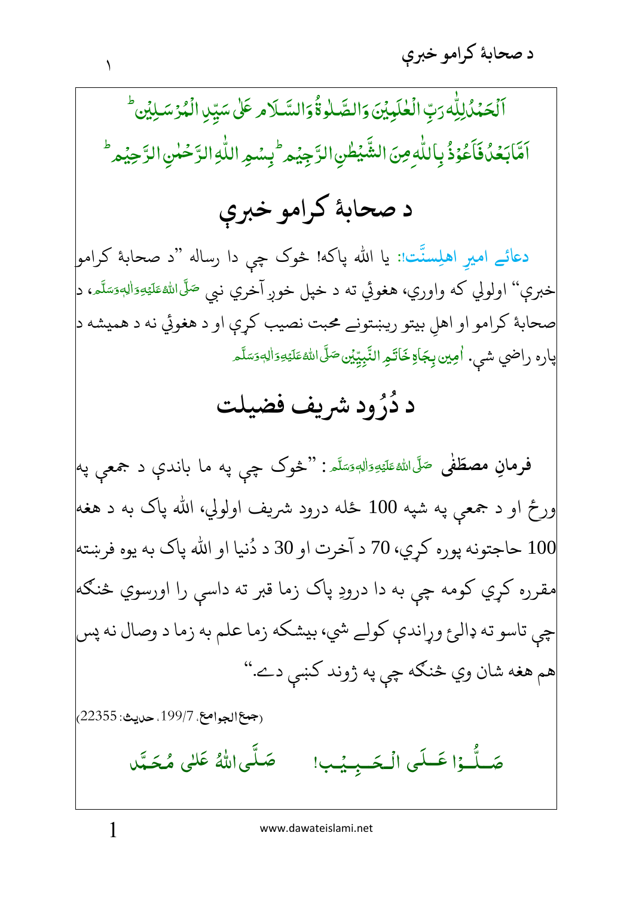اَلْحَمْدُ لِلّٰهِ رَبِّ الْعٰلَمِيْنَ وَالصَّلٰوةُ وَالسَّلَامُ عَلٰى سَيِّدِ الْمُرْسَلِيْنَ ؕ
اَمَّا بَعْدُ فَاَعُوْذُ بِاللّٰهِ مِنَ الشَّيْطٰنِ الرَّجِيْمِ ؕ بِسْمِ اللّٰهِ الرَّحْمٰنِ الرَّحِيْمِ ؕ

# د صحابهٔ کرامو خبرې

**دعائے امیرِ اهلِسنَّت:** یا الله پاکه! څوک چې دا رساله "د صحابهٔ کرامو خبرې" اولولي که واوري، هغوئي ته د خپل خوږ آخري نبي صَلَّى اللهُ عَلَيْهِ وَاٰلِهٖ وَسَلَّم، د صحابهٔ کرامو او اهلِ بیتو رینښتونے محبت نصیب کړې او د هغوئي نه د همیشه د پاره راضي شې. اٰمِين بِجَاهِ خَاتَمِ النَّبِيِّيْن صَلَّى اللهُ عَلَيْهِ وَاٰلِهٖ وَسَلَّم

## د دُرُود شریف فضیلت

**فرمانِ مصطَفٰی** صَلَّى اللهُ عَلَيْهِ وَاٰلِهٖ وَسَلَّم: "څوک چې په ما باندې د جمعې په ورځ او د جمعې په شپه 100 ځله درود شریف اولولي، الله پاک به د هغه 100 حاجتونه پوره کړي، 70 د آخرت او 30 د دُنیا او الله پاک به یوه فرښته مقرره کړي کومه چې به دا درودِ پاک زما قبر ته داسې را اورسوي څنګه چې تاسو ته ډالۍ ورانديږ کولے شي، بیشکه زما علم به زما د وصال نه پس هم هغه شان وي څنګه چې په ژوند کښې دے."

(جمع الجوامع، 199/7، حدیث: 22355)

صَلُّوْا عَلَى الْحَبِيْب! صَلَّى اللهُ عَلٰى مُحَمَّد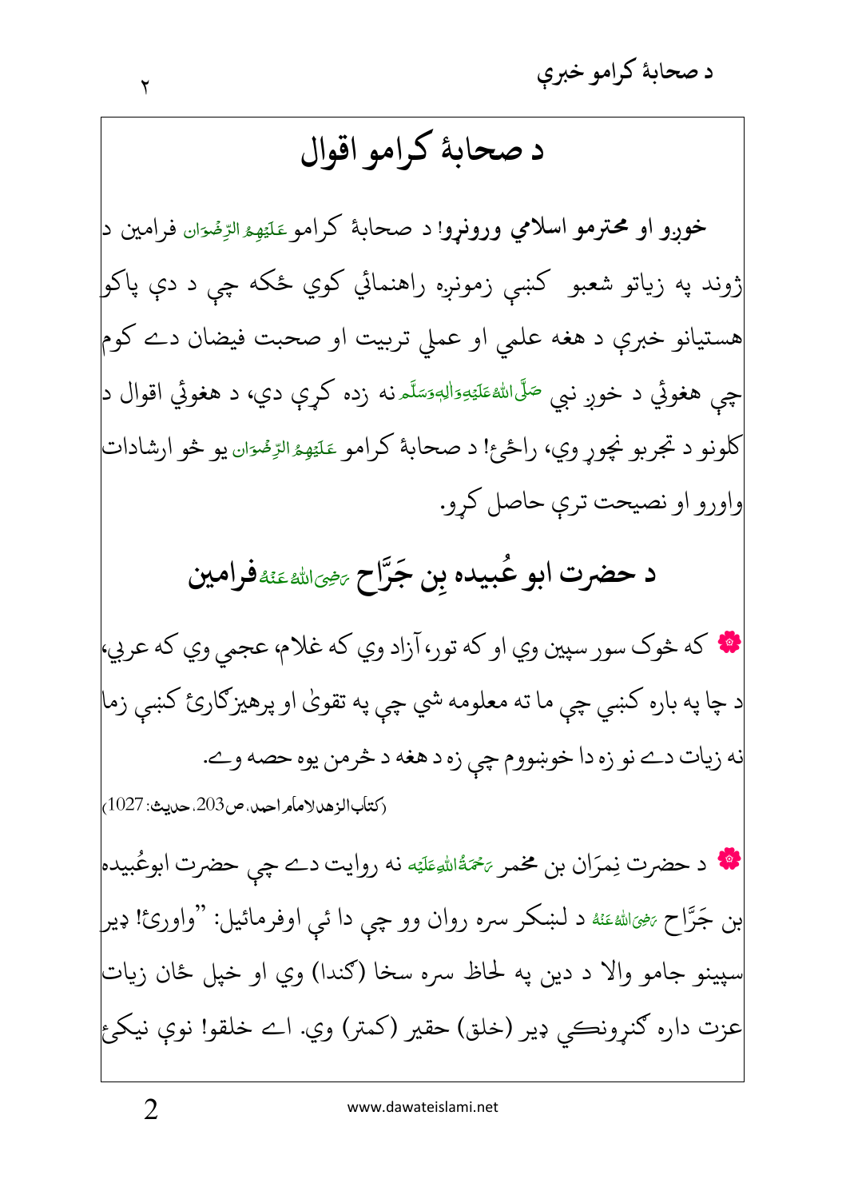# د صحابهٔ کرامو اقوال

**خوږو او محترمو اسلامي وروڼو!** د صحابهٔ کرامو عَلَيْهِمُ الرِّضْوَان فرامين د ژوند په زياتو شعبو کښې زمونږه راهنمائي کوي ځکه چې د دې پاکو هستيانو خبرې د هغه علمي او عملي تربيت او صحبت فيضان دے کوم چې هغوئي د خوږ نبي صَلَّى اللهُ عَلَيْهِ وَاٰلِهٖ وَسَلَّم نه زده کړې دي، د هغوئي اقوال د کلونو د تجربو نچوړ وي، راځئ! د صحابهٔ کرامو عَلَيْهِمُ الرِّضْوَان يو څو ارشادات واورو او نصيحت ترې حاصل کړو.

## د حضرت ابو عُبيده بِن جَرَّاح رَضِيَ اللهُ عَنْهُ فرامين

❁ که څوک سور سپين وي او که تور، آزاد وي که غلام، عجمي وي که عربي، د چا په باره کښې چې ما ته معلومه شي چې په تقوىٰ او پرهيزګارئ کښې زما نه زيات دے نو زه دا خوښووم چې زه د هغه د څرمن يوه حصه وے.

(كتاب الزهد لامام احمد، ص203، حديث: 1027)

❁ د حضرت نِمرَان بن مخمر رَحْمَةُ اللهِ عَلَيْه نه روايت دے چې حضرت ابوعُبيده بن جَرَّاح رَضِيَ اللهُ عَنْهُ د لښکر سره روان وو چې دا ئې اوفرمائيل: "واورئ! ډير سپينو جامو والا د دين په لحاظ سره سخا (ګندا) وي او خپل ځان زيات عزت داره ګنړونکي ډير (خلق) حقير (کمتر) وي. اے خلقو! نوې نيکئ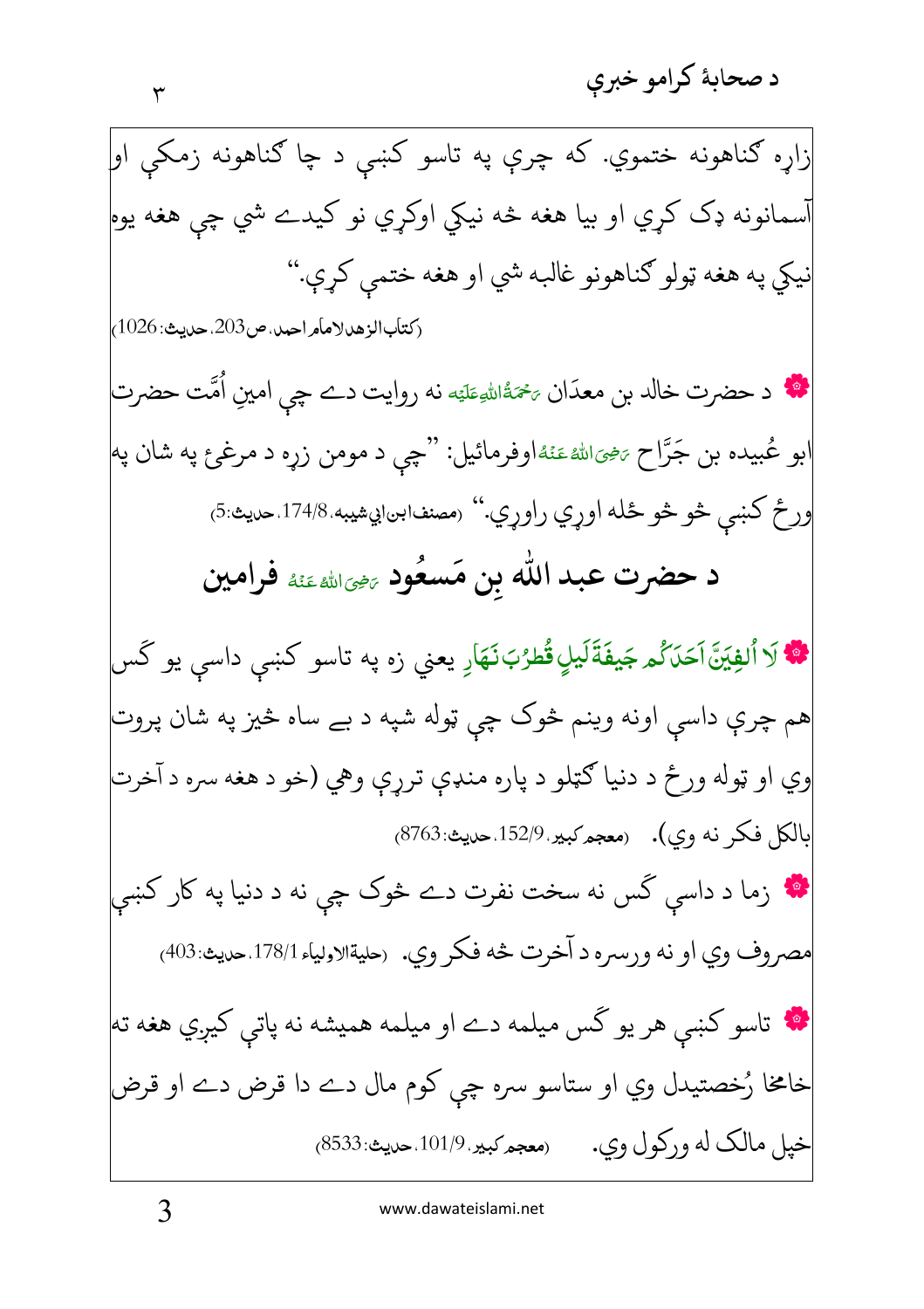زاړه ګناهونه ختموي. که چرې په تاسو کښې د چا ګناهونه زمکې او آسمانونه ډک کړي او بيا هغه څه نيکي اوکړي نو کيدے شي چې هغه يوه نيکي په هغه ټولو ګناهونو غالبه شي او هغه ختمې کړي."

(كتاب الزهد لامام احمد، ص203، حديث: 1026)

❁ د حضرت خالد بن معدَان رَحۡمَةُاللهِ عَلَيۡه نه روايت دے چې امينِ اُمَّت حضرت ابو عُبيده بن جَرَّاح رَضِیَ اللهُ عَنۡهُ اوفرمائيل: "چې د مومن زړه د مرغۍ په شان په ورځ کښې څو څو ځله اوړي راوړي." (مصنف ابن ابي شيبه، 174/8، حديث:5)

## د حضرت عبد الله بِن مَسعُود رَضِیَ اللهُ عَنۡهُ فرامين

❁ لَا اُلۡفِيَنَّ اَحَدَكُم جَيفَةَ لَيلٍ قُطرُبَ نَهَارٍ يعني زه په تاسو کښې داسې يو ګس هم چرې داسې اونه وينم څوک چې ټوله شپه د بے ساه څيز په شان پروت وي او ټوله ورځ د دنيا ګټلو د پاره منډې ترړې وهي (خو د هغه سره د آخرت بالكل فكر نه وي). (معجم كبير، 152/9، حديث: 8763)

❁ زما د داسې ګس نه سخت نفرت دے څوک چې نه د دنيا په کار کښې مصروف وي او نه ورسره د آخرت څه فكر وي. (حلية الاولياء 178/1، حديث: 403)

❁ تاسو کښې هر يو ګس ميلمه دے او ميلمه هميشه نه پاتې کيږي هغه ته خامخا رُخصتيدل وي او ستاسو سره چې کوم مال دے دا قرض دے او قرض خپل مالک له ورکول وي. (معجم كبير، 101/9، حديث: 8533)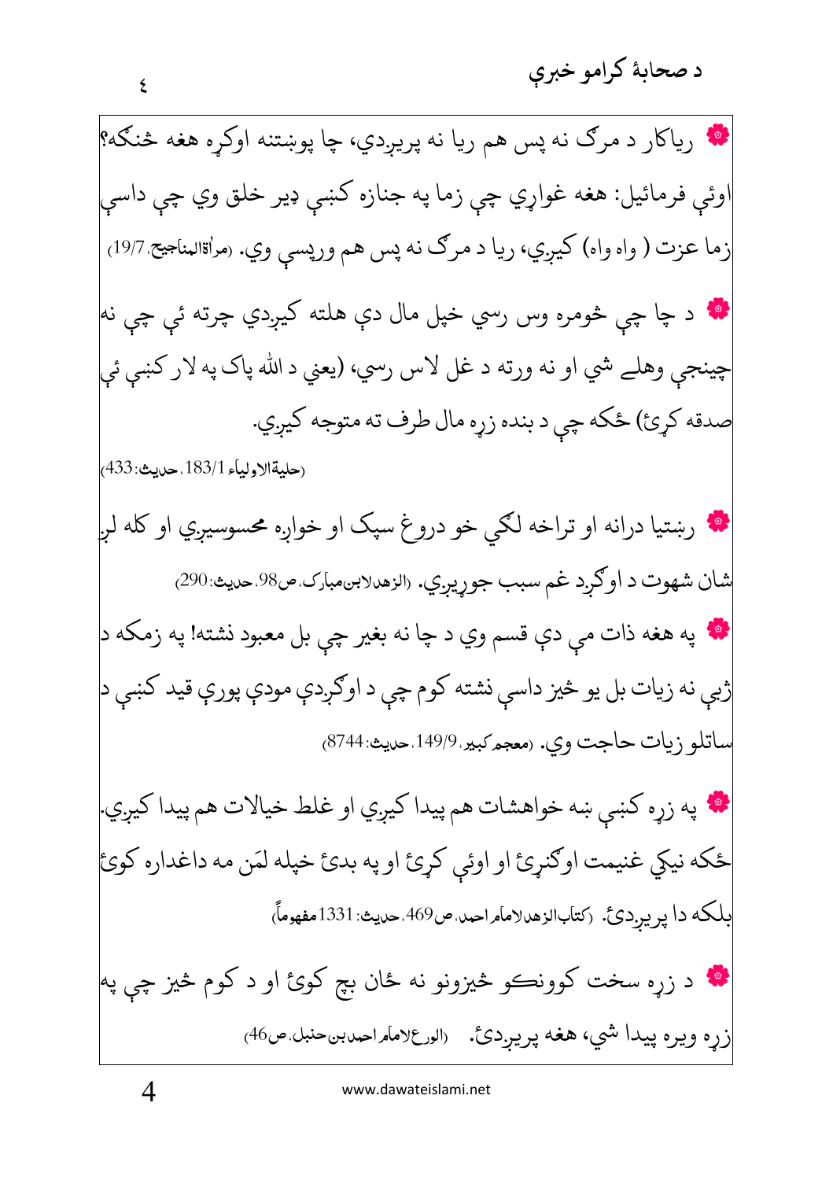❁ رياکار د مرګ نه پس هم ريا نه پرېږدي، چا پوښتنه اوکړه هغه څنګه؟ اوئې فرمائيل: هغه غواړي چې زما په جنازه کښې ډېر خلق وي چې داسې زما عزت ( واه واه) کيږي، ريا د مرګ نه پس هم ورپسې وي. (مرأة المناجيح، 19/7)

❁ د چا چې خومره وس رسي خپل مال دې هلته کيږدي چرته ئې چې نه چينجې وهلے شي او نه ورته د غل لاس رسي، (يعني د الله پاک په لار کښې ئې صدقه کړئ) ځکه چې د بنده زړه مال طرف ته متوجه کيږي.

(حلية الاولياء، 183/1، حديث: 433)

❁ رښتيا درانه او تراخه لګي خو دروغ سپک او خواږه محسوسيږي او کله لږ شان شهوت د اوګږد غم سبب جوړيږي. (الزهد لابن مبارک، ص98، حديث: 290)

❁ په هغه ذات مې دې قسم وي د چا نه بغير چې بل معبود نشته! په زمکه د ژبې نه زيات بل يو څيز داسې نشته کوم چې د اوګږدې مودې پورې قيد کښې د ساتلو زيات حاجت وي. (معجم کبير، 149/9، حديث: 8744)

❁ په زړه کښې ښه خواهشات هم پيدا کيږي او غلط خيالات هم پيدا کيږي. ځکه نيکي غنيمت اوګنړئ او اوئې کړئ او په بدئ خپله لمَن مه داغداره کوئ بلکه دا پرېږدئ. (کتاب الزهد لامام احمد، ص469، حديث: 1331 مفهوماً)

❁ د زړه سخت کوونکو څيزونو نه ځان بچ کوئ او د کوم څيز چې په زړه ويره پيدا شي، هغه پرېږدئ. (الورع لامام احمد بن حنبل، ص46)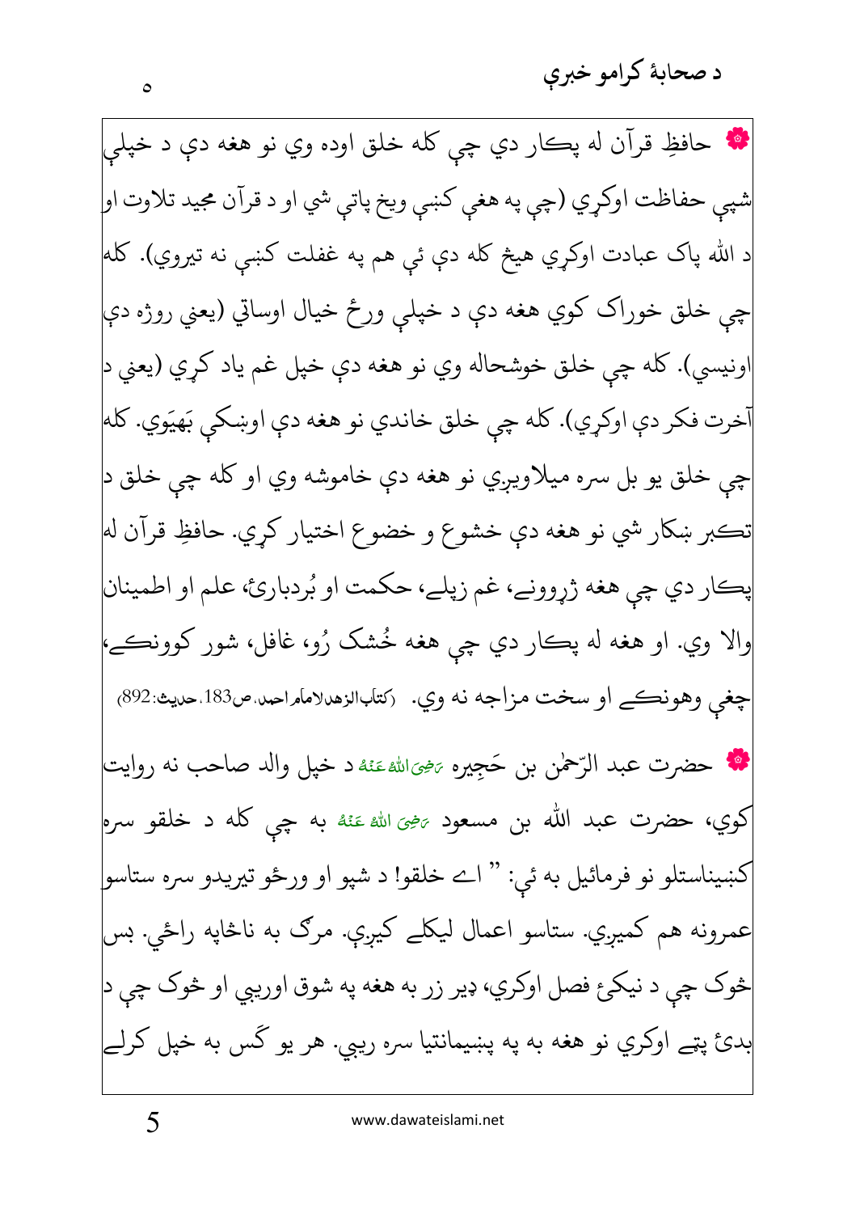❁ حافظِ قرآن له پکار دي چې کله خلق اوده وي نو هغه دې د خپلې شپې حفاظت اوکړي (چې په هغې کښې ويخ پاتې شي او د قرآن مجيد تلاوت او د الله پاک عبادت اوکړي هيڅ کله دې ئې هم په غفلت کښې نه تيروي). کله چې خلق خوراک کوي هغه دې د خپلې ورځ خيال اوساتي (يعني روژه دې اونيسي). کله چې خلق خوشحاله وي نو هغه دې خپل غم ياد کړي (يعني د آخرت فکر دې اوکړي). کله چې خلق خاندي نو هغه دې اوښکې بَهيَوي. کله چې خلق يو بل سره ميلاوېږي نو هغه دې خاموشه وي او کله چې خلق د تکبر ښکار شي نو هغه دې خشوع و خضوع اختيار کړي. حافظِ قرآن له پکار دي چې هغه ژړوونے، غم زپلے، حکمت او بُردبارئ، علم او اطمينان والا وي. او هغه له پکار دي چې هغه خُشک رُو، غافل، شور کوونکے، چغې وهونکے او سخت مزاجه نه وي. (کتاب‌الزهدلامام‌احمد، ص183، حديث: 892)

❁ حضرت عبد الرّحمٰن بن حَجِيره رَضِیَ اللہُ عَنْہُ د خپل والد صاحب نه روايت کوي، حضرت عبد الله بن مسعود رَضِیَ اللہُ عَنْہُ به چې کله د خلقو سره کښيناستلو نو فرمائيل به ئې: " اے خلقو! د شپو او ورځو تيريدو سره ستاسو عمرونه هم کميږي. ستاسو اعمال ليکلے کيږي. مرګ به ناڅاپه راځي. بس څوک چې د نيکئ فصل اوکري، ډير زر به هغه په شوق اوربيي او څوک چې د بدئ پټے اوکري نو هغه به په پښيمانتيا سره ربيي. هر يو ګس به خپل کړلے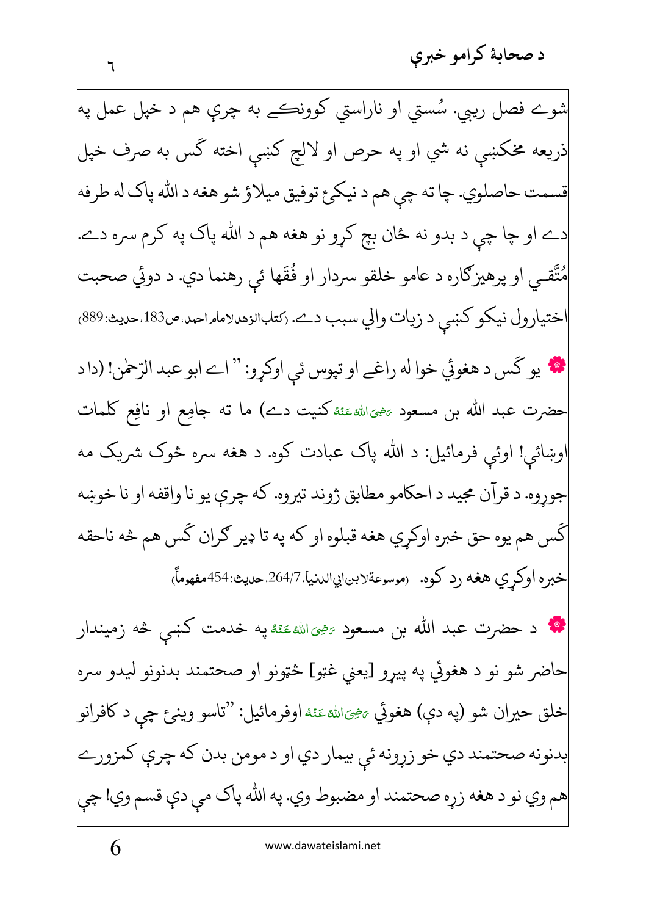شوے فصل ریبي. سُستي او ناراستي کوونکے به چرې هم د خپل عمل په ذریعه مخکښې نه شي او په حرص او لالچ کښې اخته کَس به صرف خپل قسمت حاصلوي. چا ته چې هم د نیکئ توفیق میلاؤ شو هغه د الله پاک له طرفه دے او چا چې د بدو نه ځان بچ کړو نو هغه هم د الله پاک په کرم سره دے. مُتَّقي او پرهیزګاره د عامو خلقو سردار او فُقَها ئې رهنما دي. د دوئي صحبت اختیارول نیکو کښې د زیات والي سبب دے. (کتاب الزهد لامام احمد، ص183، حدیث:889)

❁ یو کَس د هغوئي خوا له راغے او تپوس ئې اوکړو: "اے ابو عبد الرّحمٰن! (دا د حضرت عبد الله بن مسعود رَضِیَ اللہُ عَنْهُ کنیت دے) ما ته جامع او نافع کلمات اوښائې! اوئې فرمائیل: د الله پاک عبادت کوه. د هغه سره څوک شریک مه جوړوه. د قرآن مجید د احکامو مطابق ژوند تیروه. که چرې یو نا واقفه او نا خوښه کَس هم یوه حق خبره اوکړي هغه قبلوه او که په تا ډیر ګران کَس هم څه ناحقه خبره اوکړي هغه رد کوه. (موسوعة لابن ابي الدنیا، 264/7، حدیث:454 مفهوماً)

❁ د حضرت عبد الله بن مسعود رَضِیَ اللہُ عَنْهُ په خدمت کښې څه زمیندار حاضر شو نو د هغوئي په پیړو [یعني غټو] څټونو او صحتمند بدنونو لیدو سره خلق حیران شو (په دې) هغوئي رَضِیَ اللہُ عَنْهُ اوفرمائیل: "تاسو وینئ چې د کافرانو بدنونه صحتمند دي خو زړونه ئې بیمار دي او د مومن بدن که چرې کمزورے هم وي نو د هغه زړه صحتمند او مضبوط وي. په الله پاک مې دې قسم وي! چې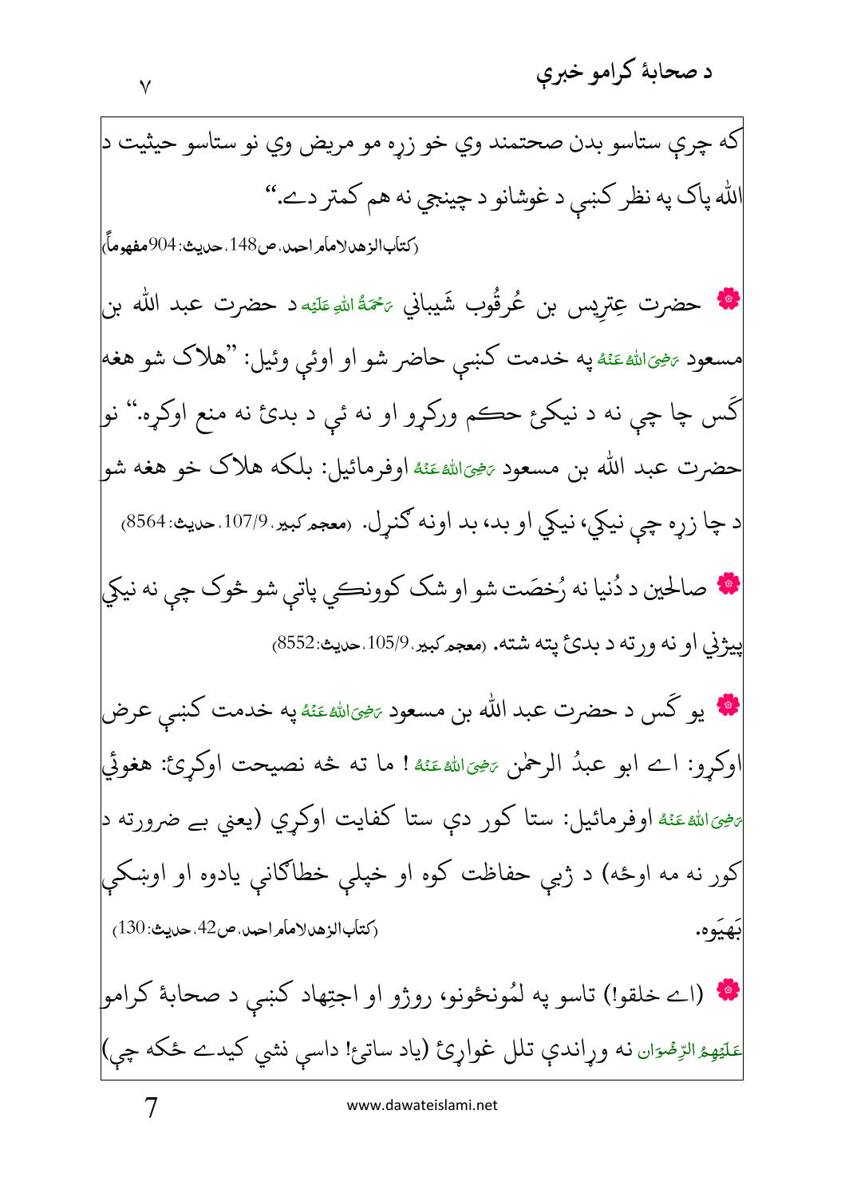که چرې ستاسو بدن صحتمند وي خو زړه مو مريض وي نو ستاسو حيثيت د الله پاک په نظر کښې د غوښانو د چينجي نه هم کمتر دے.''

(کتاب الزهد لامام احمد، ص148، حديث:904 مفهوماً)

❀ حضرت عِتريس بن عُرقُوب شَيباني رَحۡمَةُ اللّٰهِ عَلَيۡه د حضرت عبد الله بن مسعود رَضِیَ اللّٰهُ عَنۡهُ په خدمت کښې حاضر شو او اوئې وئيل: ''هلاک شو هغه کَس چا چې نه د نيکئ حکم ورکړو او نه ئې د بدئ نه منع اوکړه.'' نو حضرت عبد الله بن مسعود رَضِیَ اللّٰهُ عَنۡهُ اوفرمائيل: بلکه هلاک خو هغه شو د چا زړه چې نيکي او بد، بد اونه ګڼړل. (معجم کبير، 107/9، حديث: 8564)

❀ صالحين د دُنيا نه رُخصَت شو او شک کوونکي پاتې شو څوک چې نه نيکي پيژني او نه ورته د بدئ پته شته. (معجم کبير، 105/9، حديث:8552)

❀ يو کَس د حضرت عبد الله بن مسعود رَضِیَ اللّٰهُ عَنۡهُ په خدمت کښې عرض اوکړو: اے ابو عبدُ الرحمٰن رَضِیَ اللّٰهُ عَنۡهُ ! ما ته څه نصيحت اوکړئ: هغوئې رَضِیَ اللّٰهُ عَنۡهُ اوفرمائيل: ستا کور دې ستا کفايت اوکړي (يعني بے ضرورته د کور نه مه اوځه) د ژبې حفاظت کوه او خپلې خطاګانې يادوه او اوښکې بَهيَوه. (کتاب الزهد لامام احمد، ص42، حديث: 130)

❀ (اے خلقو!) تاسو په لمُونځونو، روژو او اجتِهاد کښې د صحابۀ کرامو عَلَيۡهِمُ الرِّضۡوَان نه وړاندې تلل غواړئ (ياد ساتئ! داسې نشي کيدے ځکه چې)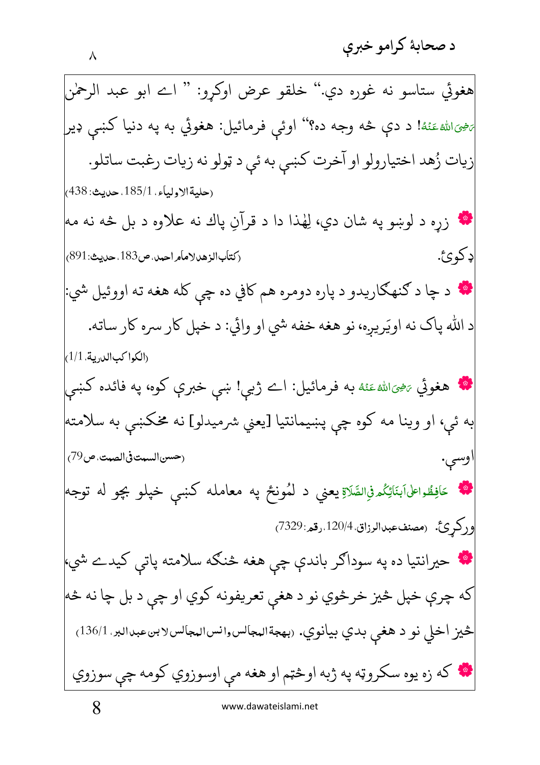هغوئي ستاسو نه غوره دي." خلقو عرض اوكړو: " اے ابو عبد الرحمٰن رَضِیَ اللہُ عَنْہُ! د دې څه وجه ده؟" اوئې فرمائيل: هغوئي به په دنيا كښې ډېر زيات زُهد اختيارولو او آخرت كښې به ئې د ټولو نه زيات رغبت ساتلو. (حلية الاولياء، 1/185، حديث: 438)

❁ زړه د لوښو په شان دي، لِهٰذا دا د قرآنِ پاك نه علاوه د بل څه نه مه ډكوئ. (كتاب الزهد لامام احمد، ص183، حديث: 891)

❁ د چا د ګنهګاريدو د پاره دومره هم كافي ده چې كله هغه ته اووئيل شي: د الله پاک نه اويَرېږه، نو هغه خفه شي او وائي: د خپل كار سره كار ساته. (الكواكب الدرية، 1/1)

❁ هغوئي رَضِیَ اللہُ عَنْہُ به فرمائيل: اے ژبې! ښې خبرې كوه، په فائده كښې به ئې، او وينا مه كوه چې پښيمانتيا [يعني شرميدلو] نه مخكښې به سلامته اوسې. (حسن السمت في الصمت، ص79)

❁ حَافِظُوا عَلٰی اَبۡنَآئِکُمۡ فِی الصَّلَاۃِ يعني د لمُونځ په معامله كښې خپلو بچو له توجه وركړئ. (مصنف عبد الرزاق، 4/120، رقم: 7329)

❁ حيرانتيا ده په سوداګر باندې چې هغه څنګه سلامته پاتې كيدے شي، كه چرې خپل څيز خرڅوي نو د هغې تعريفونه كوي او چې د بل چا نه څه څيز اخلي نو د هغې بدي بيانوي. (بهجة المجالس وانس المجالس لابن عبد البر، 1/136)

❁ كه زه يوه سكروټه په ژبه اوڅټم او هغه مې اوسوزوي كومه چې سوزوي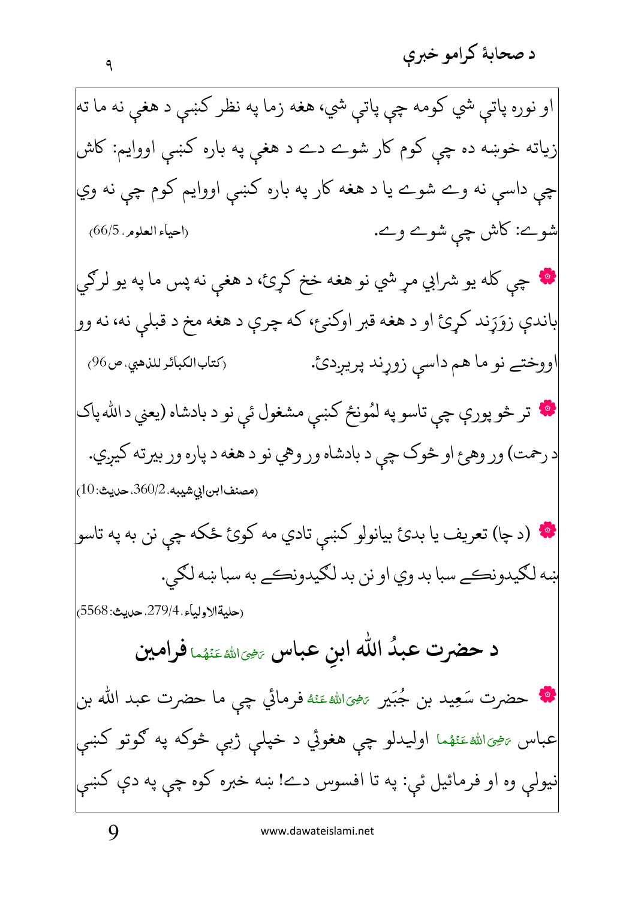او نوره پاتې شي کومه چې پاتې شي، هغه زما په نظر کښې د هغې نه ما ته زیاته خوښه ده چې کوم کار شوے دے د هغې په باره کښې اووایم: کاش چې داسې نه وے شوے یا د هغه کار په باره کښې اووایم کوم چې نه وي شوے: کاش چې شوے وے. (احیاء العلوم، 66/5)

❁ چې کله یو شرابي مړ شي نو هغه خخ کړئ، د هغې نه پس ما په یو لرګي باندې زوَړَند کړئ او د هغه قبر اوکنئ، که چرې د هغه مخ د قبلې نه، نه وو اووختے نو ما هم داسې زوړند پریږدئ. (کتاب الکبائر للذهبي، ص96)

❁ تر څو پورې چې تاسو په لمُونځ کښې مشغول ئې نو د بادشاه (یعني د الله پاک د رحمت) ور وهئ او څوک چې د بادشاه ور وهي نو د هغه د پاره ور بیرته کیږي. (مصنف ابن ابي شیبه، 360/2، حدیث: 10)

❁ (د چا) تعریف یا بدئ بیانولو کښې تادي مه کوئ ځکه چې نن به په تاسو ښه لګیدونکے سبا بد وي او نن بد لګیدونکے به سبا ښه لګي. (حلیة الاولیاء، 279/4، حدیث: 5568)

## د حضرت عبدُ الله ابنِ عباس رَضِیَ اللهُ عَنْهُما فرامین

❁ حضرت سَعِید بن جُبَیر رَضِیَ اللهُ عَنْهُ فرمائي چې ما حضرت عبد الله بن عباس رَضِیَ اللهُ عَنْهُما اولیدلو چې هغوئ د خپلې ژبې څوکه په ګوتو کښې نیولې وه او فرمائیل ئې: په تا افسوس دے! ښه خبره کوه چې په دې کښې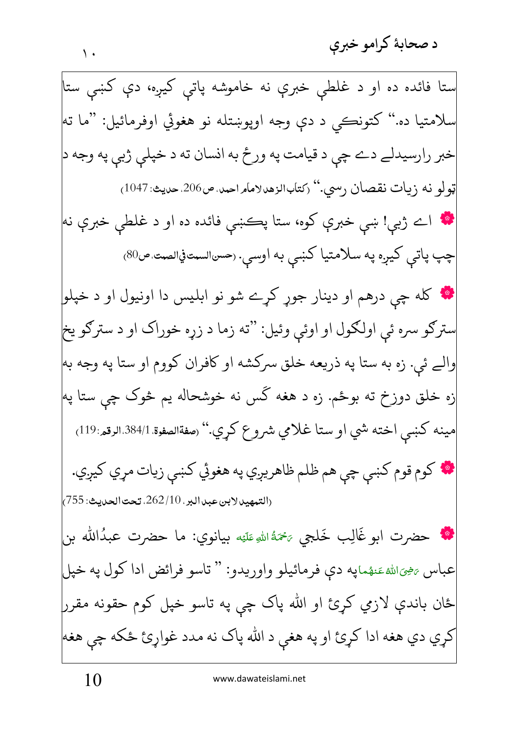ستا فائده ده او د غلطې خبرې نه خاموشه پاتې کيږه، دې کښې ستا سلامتيا ده.'' کتونکي د دې وجه اوپوښتله نو هغوئي اوفرمائيل: ''ما ته خبر رارسيدلے دے چې د قيامت په ورځ به انسان ته د خپلې ژبې په وجه د ټولو نه زيات نقصان رسي.'' (کتاب الزهد لامام احمد، ص206، حديث: 1047)

❁ اے ژبې! ښې خبرې کوه، ستا پکښې فائده ده او د غلطې خبرې نه چپ پاتې کيږه په سلامتيا کښې به اوسې. (حسن السمت في الصمت، ص80)

❁ کله چې درهم او دينار جوړ کړے شو نو ابليس دا اونيول او د خپلو سترګو سره ئې اولګول او اوئې وئيل: ''ته زما د زړه خوراک او د سترګو يخ والے ئې. زه به ستا په ذريعه خلق سرکشه او کافران کووم او ستا په وجه به زه خلق دوزخ ته بوځم. زه د هغه ګس نه خوشحاله يم څوک چې ستا په مينه کښې اخته شي او ستا غلامي شروع کړي.'' (صفة الصفوة، 384/1، الرقم: 119)

❁ کوم قوم کښې چې هم ظلم ظاهريږي په هغوئي کښې زيات مرې کيږي. (التمهيد لابن عبد البر، 262/10، تحت الحديث: 755)

❁ حضرت ابو غَالِب خَلجي رَحْمَةُ اللهِ عَلَيْه بيانوي: ما حضرت عبدُالله بن عباس رَضِيَ اللهُ عَنهُما په دې فرمائيلو واوريدو: '' تاسو فرائض ادا کول په خپل ځان باندې لازمي کړئ او الله پاک چې په تاسو خپل کوم حقونه مقرر کړي دي هغه ادا کړئ او په هغې د الله پاک نه مدد غواړئ ځکه چې هغه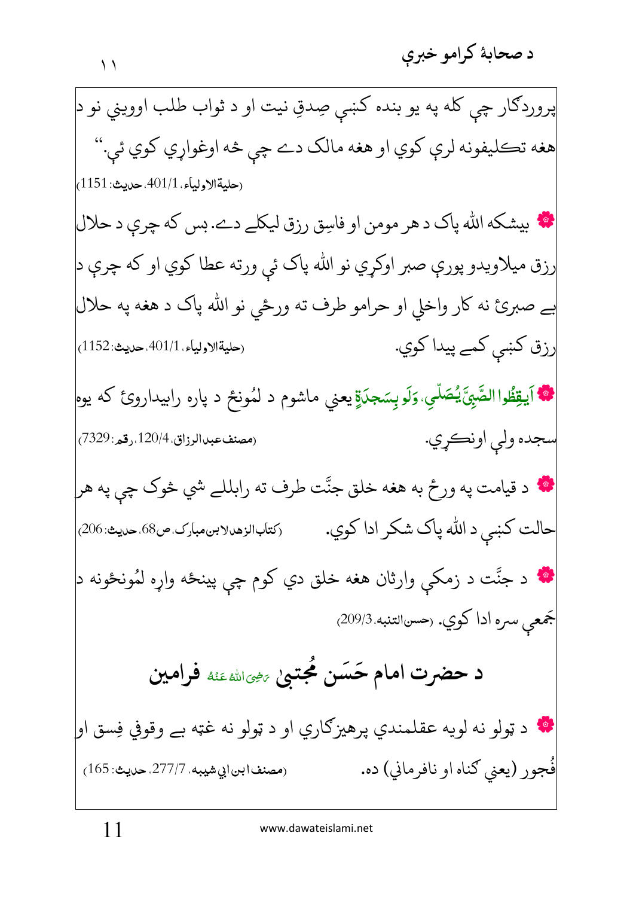پروردګار چې کله په یو بنده کښې صِدقِ نیت او د ثواب طلب اووینې نو د هغه تکلیفونه لرې کوي او هغه مالک دے چې څه اوغواړي کوي ئې.“ (حلیۃ الاولیاء، 401/1، حدیث: 1151)

❁ بیشکه الله پاک د هر مومن او فاسِق رزق لیکلے دے. بس که چرې د حلال رزق میلاویدو پورې صبر اوکړي نو الله پاک ئې ورته عطا کوي او که چرې د بے صبرئ نه کار واخلي او حرامو طرف ته ورځي نو الله پاک د هغه په حلال رزق کښې کمے پیدا کوي. (حلیۃ الاولیاء، 401/1، حدیث: 1152)

❁ اَیقِظُوا الصَّبِیَّ یُصَلِّی، وَلَو بِسَجدَۃٍ یعني ماشوم د لمُونځ د پاره رابیداروئ که یوه سجده ولې اونکړي. (مصنف عبد الرزاق، 120/4، رقم: 7329)

❁ د قیامت په ورځ به هغه خلق جنَّت طرف ته رابللے شي څوک چې په هر حالت کښې د الله پاک شکر ادا کوي. (کتاب الزهد لابن مبارک، ص68، حدیث: 206)

❁ د جنَّت د زمکې وارثان هغه خلق دي کوم چې پینځه واړه لمُونځونه د جَمعې سره ادا کوي. (حسن التنبه، 209/3)

## د حضرت امام حَسَن مُجتبیٰ رَضِیَ اللهُ عَنْهُ فرامین

❁ د ټولو نه لویه عقلمندي پرهیزګاري او د ټولو نه غټه بے وقوفي فِسق او فُجور (یعني ګناه او نافرماني) ده. (مصنف ابن ابي شیبه، 277/7، حدیث: 165)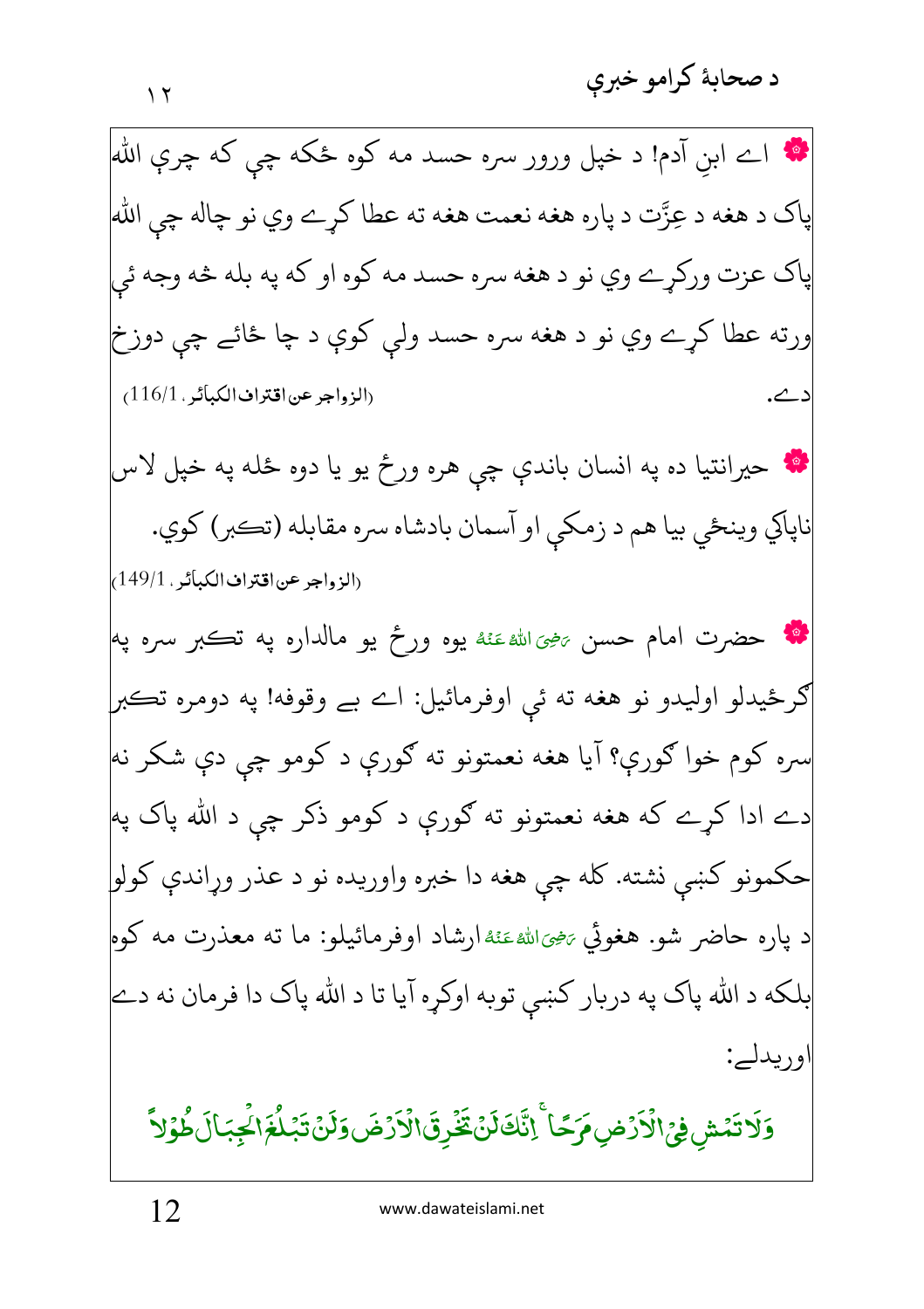❁ اے ابنِ آدم! د خپل ورور سره حسد مه کوه ځکه چې که چرې الله پاک د هغه د عِزَّت د پاره هغه نعمت هغه ته عطا کړے وي نو چاله چې الله پاک عزت ورکړے وي نو د هغه سره حسد مه کوه او که په بله څه وجه ئې ورته عطا کړے وي نو د هغه سره حسد ولې کوې د چا ځائے چې دوزخ دے. (الزواجر عن اقتراف الکبائر، 116/1)

❁ حیرانتیا ده په انسان باندې چې هره ورځ یو یا دوه ځله په خپل لاس ناپاکي وینځي بیا هم د زمکې او آسمان بادشاه سره مقابله (تکبر) کوي. (الزواجر عن اقتراف الکبائر، 149/1)

❁ حضرت امام حسن رَضِیَ اللّٰہُ عَنْہُ یوه ورځ یو مالداره په تکبر سره په ګرځیدلو اولیدو نو هغه ته ئې اوفرمائیل: اے بے وقوفه! په دومره تکبر سره کوم خوا ګورې؟ آیا هغه نعمتونو ته ګورې د کومو چې دې شکر نه دے ادا کړے که هغه نعمتونو ته ګورې د کومو ذکر چې د الله پاک په حکمونو کښې نشته. کله چې هغه دا خبره واوریده نو د عذر وړاندې کولو د پاره حاضر شو. هغوئې رَضِیَ اللّٰہُ عَنْہُ ارشاد اوفرمائیلو: ما ته معذرت مه کوه بلکه د الله پاک په دربار کښې توبه اوکړه آیا تا د الله پاک دا فرمان نه دے اوریدلے:

وَلَا تَمْشِ فِی الْاَرْضِ مَرَحًا ۚ اِنَّكَ لَنْ تَخْرِقَ الْاَرْضَ وَلَنْ تَبْلُغَ الْجِبَالَ طُوْلًا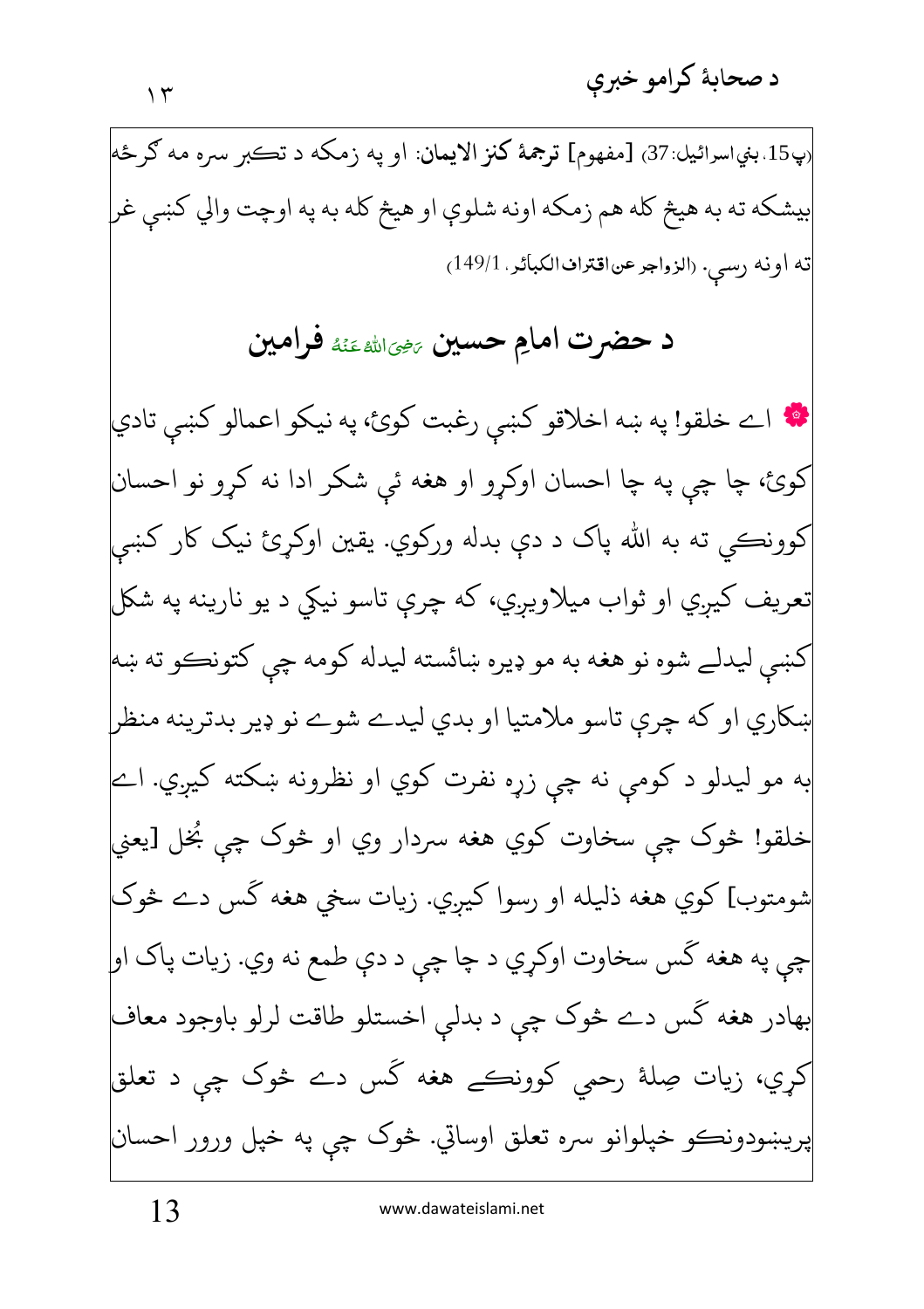(پ15، بني اسرائيل:37) [مفهوم] **ترجمهٔ کنز الايمان**: او په زمکه د تکبر سره مه ګرځه بيشکه ته به هيڅ کله هم زمکه اونه شلوې او هيڅ کله به په اوچت والي کښې غر ته اونه رسې. (الزواجر عن اقتراف الکبائر، 149/1)

## د حضرت امامِ حسين رَضِيَ اللّٰهُ عَنْهُ فرامين

❁ اے خلقو! په ښه اخلاقو کښې رغبت کوئ، په نيکو اعمالو کښې تادي کوئ، چا چې په چا احسان اوکړو او هغه ئې شکر ادا نه کړو نو احسان کوونکي ته به الله پاک د دې بدلهورکوي. يقين اوکړئ نيک کار کښې تعريف کيږي او ثواب ميلاويږي، که چرې تاسو نيکي د يو نارينه په شکل کښې ليدلے شوه نو هغه به مو ډيره ښائسته ليدله کومه چې کتونکو ته ښه ښکاري او که چرې تاسو ملامتيا او بدي ليدے شوے نو ډير بدترينه منظر به مو ليدلو د کومې نه چې زړه نفرت کوي او نظرونه ښکته کيږي. اے خلقو! څوک چې سخاوت کوي هغه سردار وي او څوک چې بُخل [يعني شومتوب] کوي هغه ذليله او رسوا کيږي. زيات سخي هغه ګس دے څوک چې په هغه ګس سخاوت اوکړي د چا چې د دې طمع نه وي. زيات پاک او بهادر هغه ګس دے څوک چې د بدلې اخستلو طاقت لرلو باوجود معاف کړي، زيات صِلهٔ رحمي کوونکے هغه ګس دے څوک چې د تعلق پريښودونکو خپلوانو سره تعلق اوساتي. څوک چې په خپل ورور احسان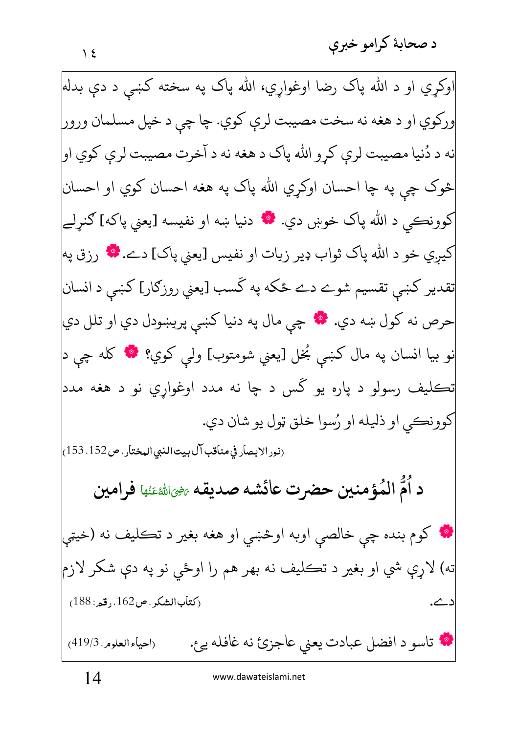اوکړي او د الله پاک رضا اوغواړي، الله پاک په سخته کښې د دې بدله ورکوي او د هغه نه سخت مصيبت لرې کوي. چا چې د خپل مسلمان ورور نه د دُنيا مصيبت لرې کړو الله پاک د هغه نه د آخرت مصيبت لرې کوي او څوک چې په چا احسان اوکړي الله پاک په هغه احسان کوي او احسان کوونکي د الله پاک خوښ دي. ❀ دنيا ښه او نفيسه [يعني پاکه] ګنړلے کيږي خو د الله پاک ثواب ډير زيات او نفيس [يعني پاک] دے.❀ رزق په تقدير کښې تقسيم شوے دے ځکه په ګسب [يعني روزګار] کښې د انسان حرص نه کول ښه دي. ❀ چې مال په دنيا کښې پريښودل دي او تلل دي نو بيا انسان په مال کښې بُخل [يعني شومتوب] ولې کوي؟ ❀ کله چې د تکليف رسولو د پاره يو ګس د چا نه مدد اوغواړي نو د هغه مدد کوونکي او ذليله او رُسوا خلق ټول يو شان دي.

(نور الابصار في مناقب آل بيت النبي المختار، ص152، 153)

## د اُمُّ الْمُؤمنين حضرت عائشه صديقه رَضِيَ اللّٰهُ عَنْهَا فرامين

❀ کوم بنده چې خالصې اوبه اوښې او هغه بغير د تکليف نه (خيټې ته) لاړې شي او بغير د تکليف نه بهر هم را اوځي نو په دې شکر لازم دے. (کتاب الشکر، ص162، رقم: 188)

❀ تاسو د افضل عبادت يعني عاجزۍ نه غافله يئ. (احياء العلوم، 3/419)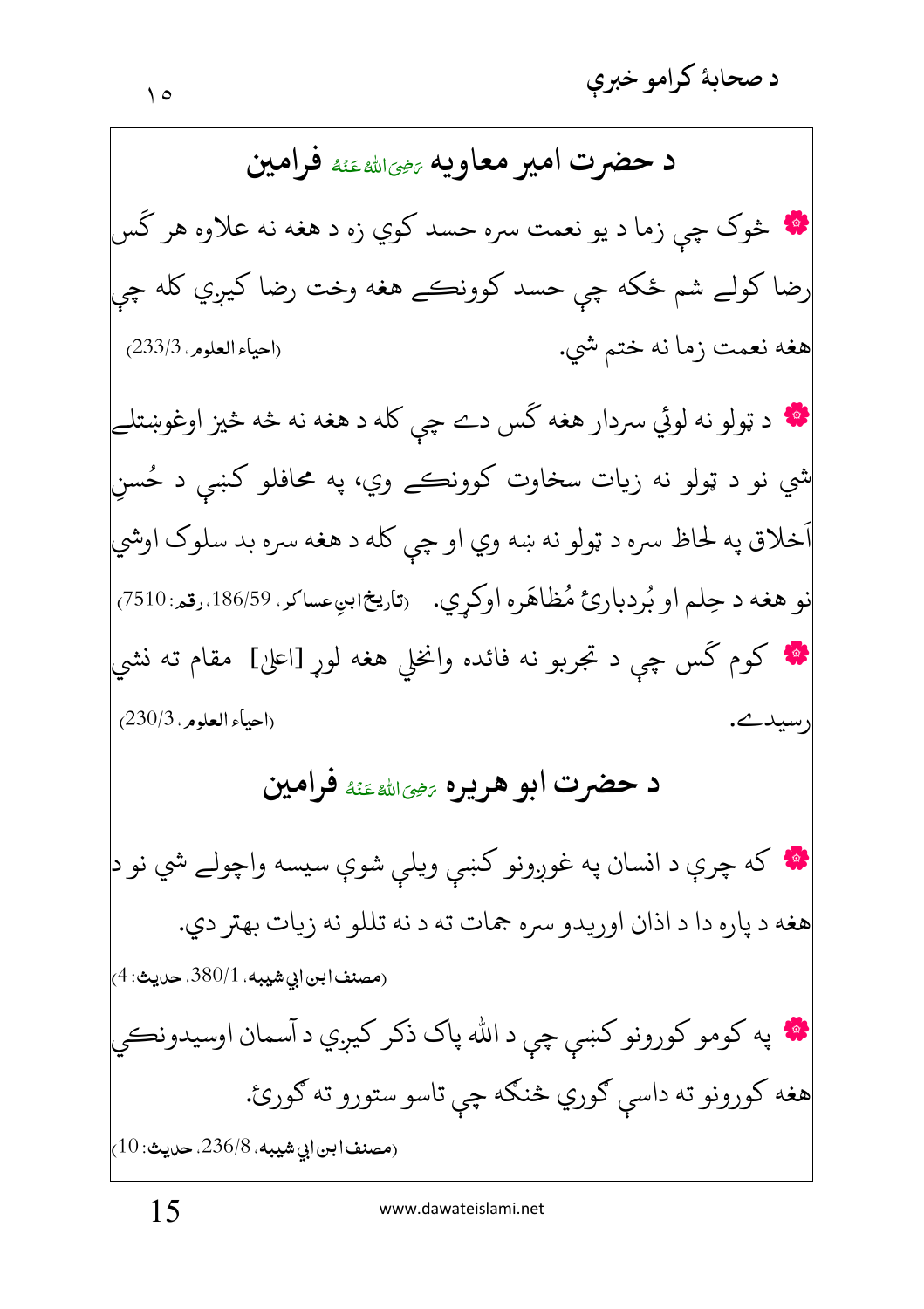## د حضرت امیر معاویه رَضِیَ اللّٰہُ عَنْہُ فرامین

❁ څوک چې زما د يو نعمت سره حسد کوي زه د هغه نه علاوه هر ګَس رضا کولے شم ځکه چې حسد کوونکے هغه وخت رضا کیږي کله چې هغه نعمت زما نه ختم شي. (احیاء العلوم، 3/233)

❁ د ټولو نه لوئي سردار هغه ګَس دے چې کله د هغه نه څه څیز اوغوښتلے شي نو د ټولو نه زیات سخاوت کوونکے وي، په محافلو کښې د حُسنِ اَخلاق په لحاظ سره د ټولو نه ښه وي او چې کله د هغه سره بد سلوک اوشي نو هغه د حِلم او بُردبارئ مُظاهَره اوکړي. (تاریخ ابنِ عساکر، 59/186، رقم: 7510)

❁ کوم ګَس چې د تجربو نه فائده وانخلي هغه لوړ [اعلیٰ] مقام ته نشي رسیدے. (احیاء العلوم، 3/230)

## د حضرت ابو هریره رَضِیَ اللّٰہُ عَنْہُ فرامین

❁ که چرې د انسان په غوږونو کښې ویلې شوې سیسه واچولے شي نو د هغه د پاره دا د اذان اوریدو سره جمات ته د نه تللو نه زیات بهتر دي.
(مصنف ابن ابي شيبه، 1/380، حديث: 4)

❁ په کومو کورونو کښې چې د الله پاک ذکر کیږي د آسمان اوسیدونکي هغه کورونو ته داسې ګوري څنګه چې تاسو ستورو ته ګورئ.
(مصنف ابن ابي شيبه، 8/236، حديث: 10)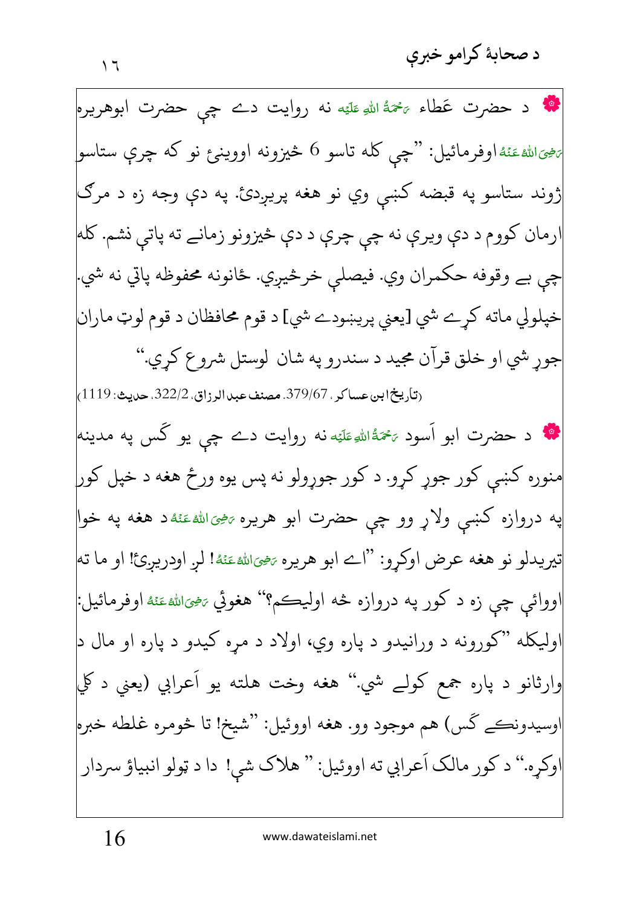❁ د حضرت عَطاء رَحْمَةُ اللهِ عَلَيْه نه روايت دے چې حضرت ابوهريره رَضِيَ اللهُ عَنْهُ اوفرمائيل: ”چې کله تاسو 6 څيزونه اووينئ نو که چرې ستاسو ژوند ستاسو په قبضه کښې وي نو هغه پريږدئ. په دې وجه زه د مرګ ارمان کووم د دې ويرې نه چې چرې د دې څيزونو زمانے ته پاتې نشم. کله چې بے وقوفه حکمران وي. فيصلې خرڅيږي. ځانونه محفوظه پاتي نه شي. خپلولي ماته کړے شي [يعني پرينبودے شي] د قوم محافظان د قوم لوټ ماران جوړ شي او خلق قرآن مجيد د سندرو په شان لوستل شروع کړي.“

(تاريخ ابن عساکر، 379/67، مصنف عبد الرزاق، 322/2، حديث: 1119)

❁ د حضرت ابو اَسود رَحْمَةُ اللهِ عَلَيْه نه روايت دے چې يو ګس په مدينه منوره کښې کور جوړ کړو. د کور جوړولو نه پس يوه ورځ هغه د خپل کور په دروازه کښې ولاړ وو چې حضرت ابو هريره رَضِيَ اللهُ عَنْهُ د هغه په خوا تيريدلو نو هغه عرض اوکړو: ”اے ابو هريره رَضِيَ اللهُ عَنْهُ! لږ اودريږئ! او ما ته اووائي چې زه د کور په دروازه څه اوليکم؟“ هغوئي رَضِيَ اللهُ عَنْهُ اوفرمائيل: اوليکله ”کورونه د ورانيدو د پاره وي، اولاد د مړه کيدو د پاره او مال د وارثانو د پاره جمع کولے شي.“ هغه وخت هلته يو اَعرابي (يعني د کلي اوسيدونکے ګس) هم موجود وو. هغه اووئيل: ”شيخ! تا څومره غلطه خبره اوکړه.“ د کور مالک اَعرابي ته اووئيل: ” هلاک شې! دا د ټولو انبياؤ سردار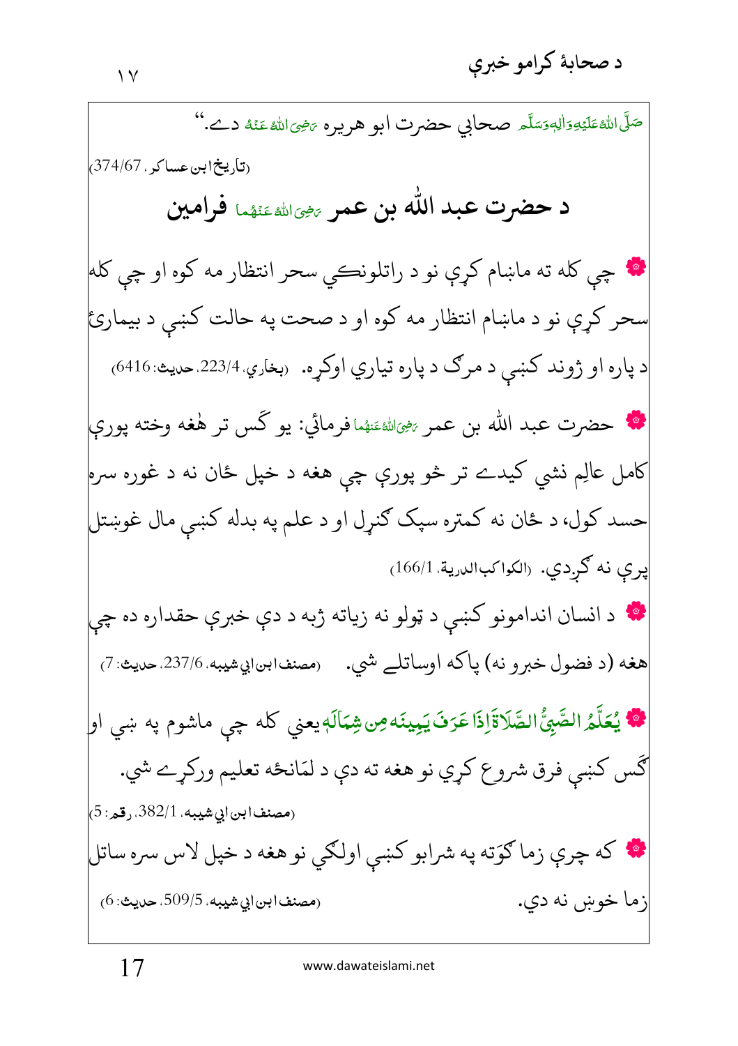صَلَّى اللّٰهُ عَلَيْهِ وَاٰلِهٖ وَسَلَّم صحابي حضرت ابو هريره رَضِيَ اللّٰهُ عَنْهُ دے.“

(تاريخ ابن عساكر، 374/67)

## د حضرت عبد اللّٰه بن عمر رَضِيَ اللّٰهُ عَنْهُما فرامين

❁ چې كله ته ماښام كړې نو د راتلونكې سحر انتظار مه كوه او چې كله سحر كړې نو د ماښام انتظار مه كوه او د صحت په حالت كښې د بيمارۍ د پاره او ژوند كښې د مرګ د پاره تياري اوكړه. (بخاري، 223/4، حديث: 6416)

❁ حضرت عبد اللّٰه بن عمر رَضِيَ اللّٰهُ عَنْهُما فرمائي: يو ګس تر هغه وخته پورې كامل عالِم نشي كيدے تر څو پورې چې هغه د خپل ځان نه د غوره سره حسد كول، د ځان نه كمتره سپک ګنړل او د علم په بدله كښې مال غوښتل پرې نه ګړدي. (الكواكب الدرية، 166/1)

❁ د انسان اندامونو كښې د ټولو نه زياته ژبه د دې خبرې حقداره ده چې هغه (د فضول خبرو نه) پاكه اوساتلے شي. (مصنف ابن ابي شيبه، 237/6، حديث: 7)

❁ يُعَلَّمُ الصَّبِيُّ الصَّلَاةَ اِذَا عَرَفَ يَمِيْنَه مِنْ شِمَالِه يعني كله چې ماشوم په ښي او ګس كښې فرق شروع كړي نو هغه ته دې د لَمانځه تعليم وركړے شي.

(مصنف ابن ابي شيبه، 382/1، رقم: 5)

❁ كه چرې زما ګوَته په شرابو كښې اولګي نو هغه د خپل لاس سره ساتل زما خوښ نه دي. (مصنف ابن ابي شيبه، 509/5، حديث: 6)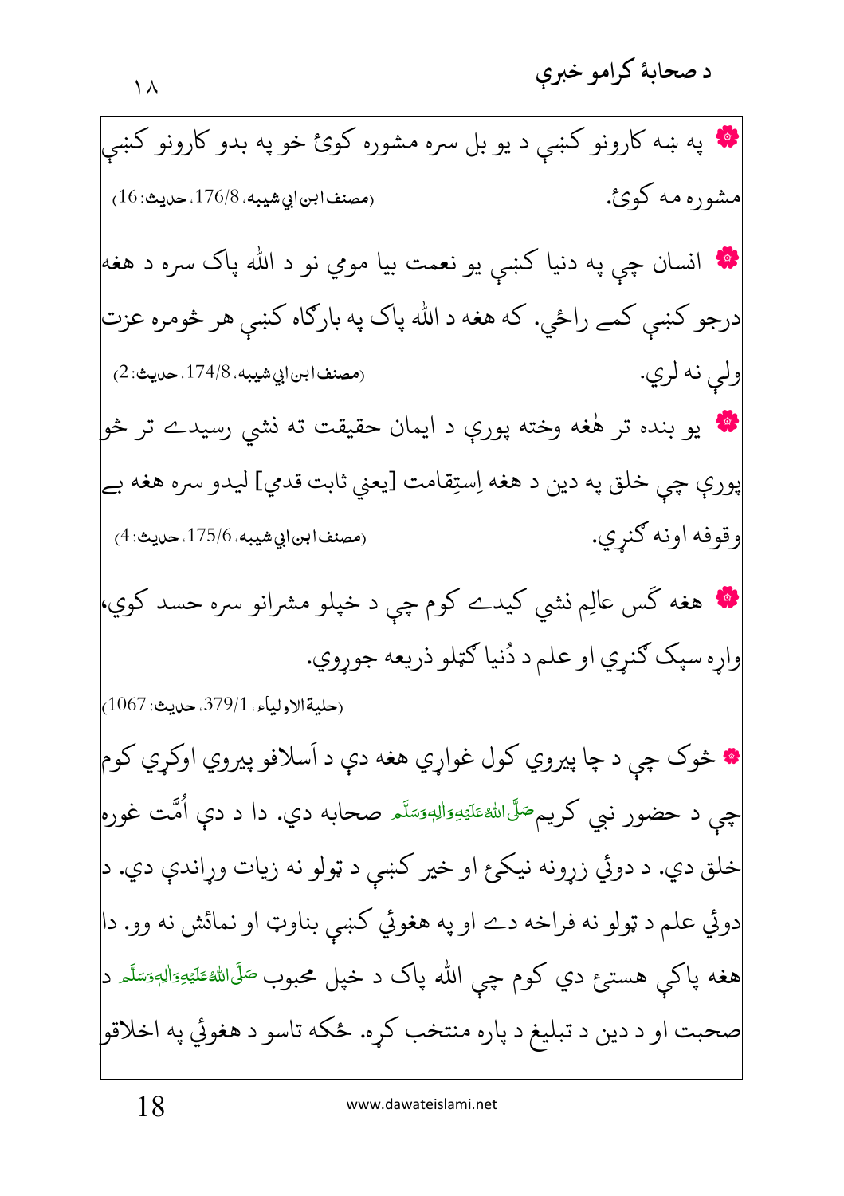❁ په ښه کارونو کښې د يو بل سره مشوره کوئ خو په بدو کارونو کښې مشوره مه کوئ. (مصنف ابن ابي شيبه، 176/8، حديث: 16)

❁ انسان چې په دنيا کښې يو نعمت بيا مومي نو د الله پاک سره د هغه درجو کښې کمے راځي. که هغه د الله پاک په بارګاه کښې هر څومره عزت ولې نه لري. (مصنف ابن ابي شيبه، 174/8، حديث: 2)

❁ يو بنده تر هغه وخته پورې د ايمان حقيقت ته نشي رسيدے تر څو پورې چې خلق په دين د هغه اِستِقامت [يعني ثابت قدمي] ليدو سره هغه بے وقوفه اونه ګڼړي. (مصنف ابن ابي شيبه، 175/6، حديث: 4)

❁ هغه ګس عالِم نشي کيدے کوم چې د خپلو مشرانو سره حسد کوي، واړه سپک ګڼړي او علم د دُنيا ګټلو ذريعه جوړوي. (حلية الاولياء، 379/1، حديث: 1067)

❁ څوک چې د چا پيروي کول غواړي هغه دې د اَسلافو پيروي اوکړي کوم چې د حضور نبي کريم صَلَّى اللهُ عَلَيْهِ وَاٰلِهٖ وَسَلَّم صحابه دي. دا د دې اُمَّت غوره خلق دي. د دوئي زړونه نيکئ او خير کښې د ټولو نه زيات وړاندې دي. د دوئي علم د ټولو نه فراخه دے او په هغوئي کښې بناوټ او نمائش نه وو. دا هغه پاکې هستئ دي کوم چې الله پاک د خپل محبوب صَلَّى اللهُ عَلَيْهِ وَاٰلِهٖ وَسَلَّم د صحبت او د دين د تبليغ د پاره منتخب کړه. ځکه تاسو د هغوئي په اخلاقو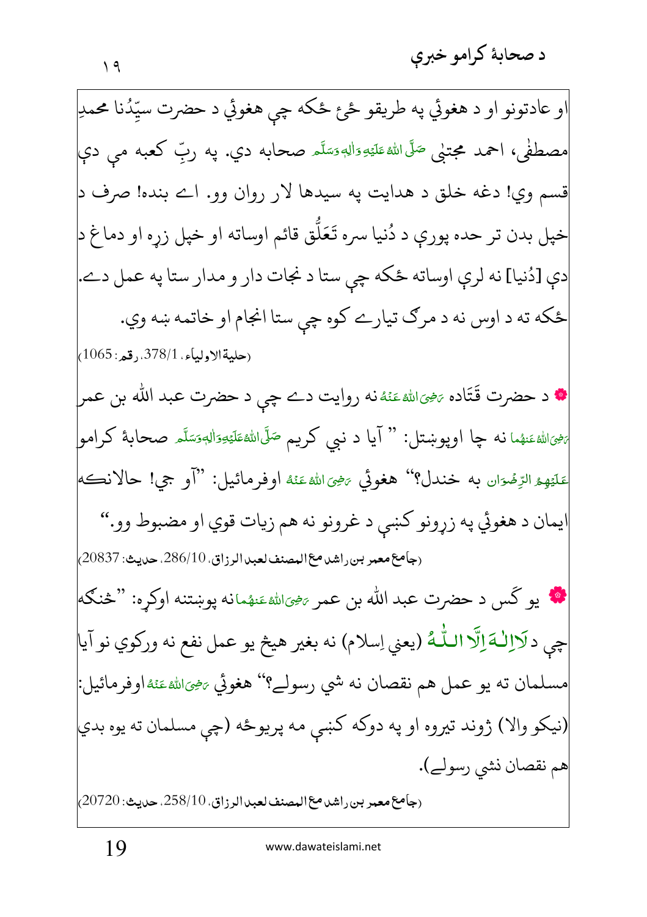او عادتونو او د هغوئي په طريقو ځئ ځکه چې هغوئي د حضرت سيّدُنا محمدِ مصطفٰی، احمد مجتبٰی صَلَّی اللّٰہُ عَلَیۡہِ وَاٰلِہٖ وَسَلَّم صحابه دي. په ربِّ کعبه مې دې قسم وي! دغه خلق د هدايت په سيدها لار روان وو. اے بنده! صرف د خپل بدن تر حده پورې د دُنيا سره تَعَلُّق قائم اوساته او خپل زړه او دماغ د دې [دُنيا] نه لرې اوساته ځکه چې ستا د نجات دار و مدار ستا په عمل دے. ځکه ته د اوس نه د مرګ تيارے کوه چې ستا انجام او خاتمه ښه وي.

(حلية الاولياء، 378/1، رقم: 1065)

❁ د حضرت قَتَاده رَضِیَ اللّٰہُ عَنۡہُ نه روايت دے چې د حضرت عبد الله بن عمر رَضِیَ اللّٰہُ عَنۡہُما نه چا اوپوښتل: "آيا د نبي کريم صَلَّی اللّٰہُ عَلَیۡہِ وَاٰلِہٖ وَسَلَّم صحابهٔ کرامو عَلَیۡہِمُ الرِّضۡوَان به خندل؟" هغوئي رَضِیَ اللّٰہُ عَنۡہُ اوفرمائيل: "آو جي! حالانکه ايمان د هغوئي په زړونو کښې د غرونو نه هم زيات قوي او مضبوط وو."

(جامع معمر بن راشد مع المصنف لعبد الرزاق، 286/10، حديث: 20837)

❁ يو کَس د حضرت عبد الله بن عمر رَضِیَ اللّٰہُ عَنۡہُما نه پوښتنه اوکړه: "څنګه چې د لَآ اِلٰـهَ اِلَّا اللّٰـهُ (يعني اِسلام) نه بغير هيڅ يو عمل نفع نه ورکوي نو آيا مسلمان ته يو عمل هم نقصان نه شي رسولے؟" هغوئي رَضِیَ اللّٰہُ عَنۡہُ اوفرمائيل: (نيکو والا) ژوند تيروه او په دوکه کښې مه پريوځه (چې مسلمان ته يوه بدي هم نقصان نشي رسولے).

(جامع معمر بن راشد مع المصنف لعبد الرزاق، 258/10، حديث: 20720)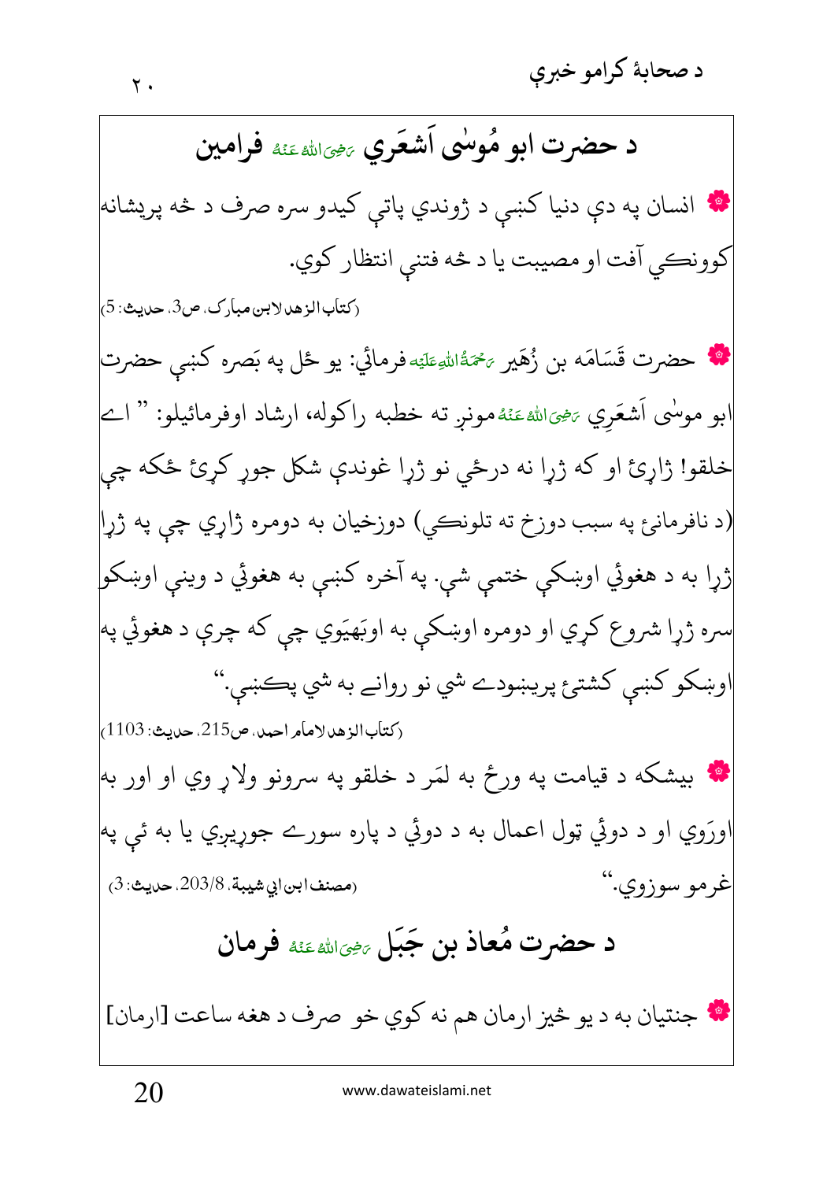## د حضرت ابو مُوسٰی اَشعَري رَضِیَ اللہُ عَنْهُ فرامین

❁ انسان په دې دنیا کښې د ژوندي پاتې کیدو سره صرف د څه پریشانه کوونکې آفت او مصیبت یا د څه فتنې انتظار کوي.

(کتاب الزھد لابن مبارک، ص3، حدیث: 5)

❁ حضرت قَسَامَه بن زُهَیر رَحۡمَةُاللّٰهِ عَلَیۡه فرمائي: یو ځل په بَصره کښې حضرت ابو موسٰی اَشعَرِي رَضِیَ اللہُ عَنْهُ مونږ. ته خطبه راکوله، ارشاد اوفرمائیلو: "اے خلقو! ژاړئ او که ژړا نه درځي نو ژړا غونډې شکل جوړ کړئ ځکه چې (د نافرمانۍ په سبب دوزخ ته تلونکي) دوزخیان به دومره ژاړي چې په ژړا ژړا به د هغوئي اوښکې ختمې شي. په آخره کښې به هغوئي د وینې اوښکو سره ژړا شروع کړي او دومره اوښکې به اوبهَیَوي چې که چرې د هغوئي په اوښکو کښې کشتۍ پریښودے شي نو روانے به شي پکښې."

(کتاب الزھد لامام احمد، ص215، حدیث: 1103)

❁ بیشکه د قیامت په ورځ به لمَر د خلقو په سرونو ولاړ وي او اور به اورَوي او د دوئي ټول اعمال به د دوئي د پاره سورے جوړیږي یا به ئې په غرمو سوزوي."

(مصنف ابن ابي شیبة، 203/8، حدیث: 3)

## د حضرت مُعاذ بن جَبَل رَضِیَ اللہُ عَنْهُ فرمان

❁ جنتیان به د یو څیز ارمان هم نه کوي خو صرف د هغه ساعت [ارمان]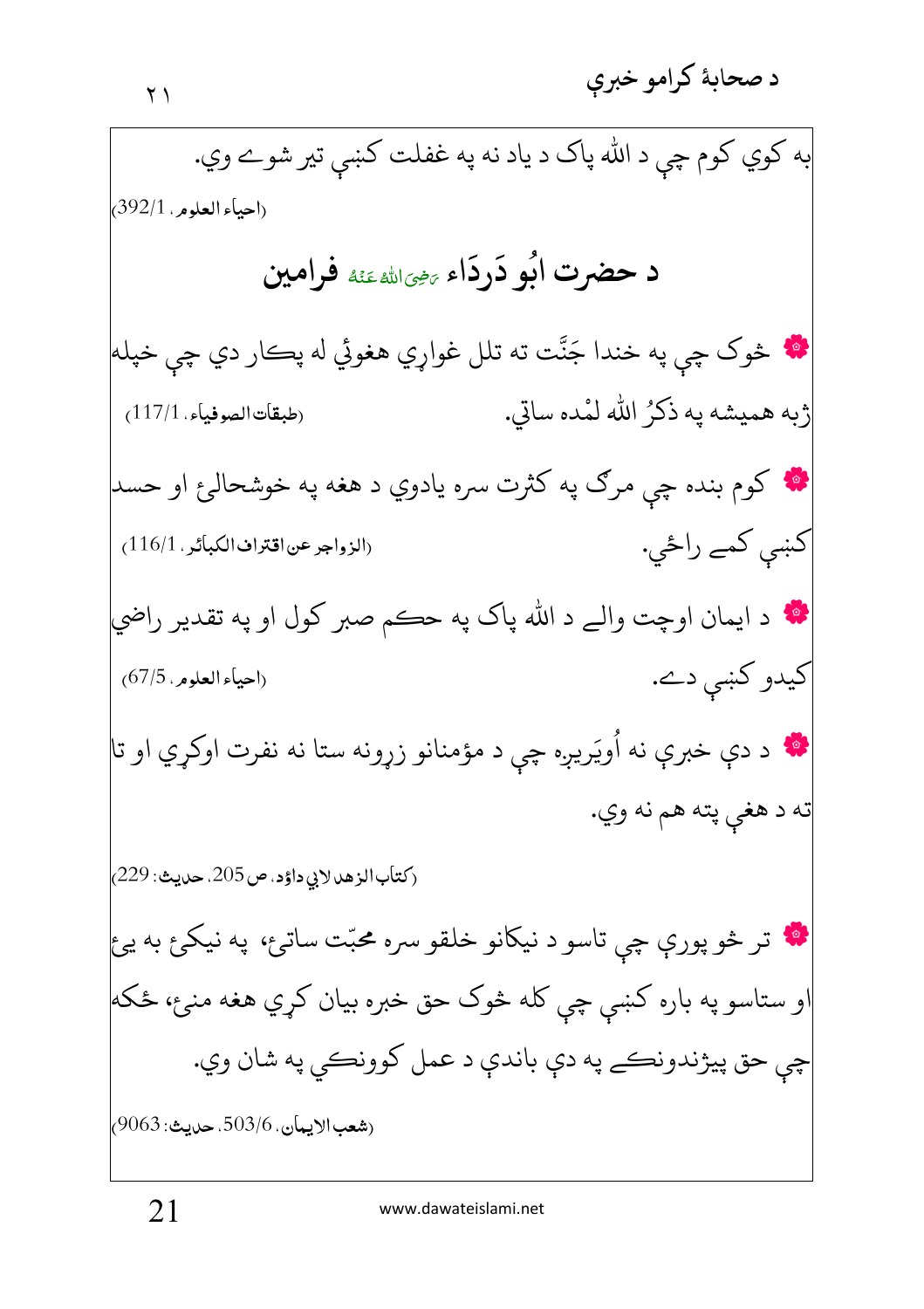به کوي کوم چې د الله پاک د یاد نه په غفلت کښې تیر شوے وي.

(احیاء العلوم، 392/1)

## د حضرت ابُو دَردَاء رَضِیَ اللہُ عَنْهُ فرامین

- څوک چې په خندا جَنَّت ته تلل غواړي هغوئي له پکار دي چې خپله ژبه همیشه په ذکرُ الله لمْده ساتي. (طبقات الصوفیاء، 117/1)

- کوم بنده چې مرګ په کثرت سره یادوي د هغه په خوشحالئ او حسد کښې کمے راځي. (الزواجر عن اقتراف الکبائر، 116/1)

- د ایمان اوچت والے د الله پاک په حکم صبر کول او په تقدیر راضي کیدو کښې دے. (احیاء العلوم، 67/5)

- د دې خبرې نه اُویَریږه چې د مؤمنانو زړونه ستا نه نفرت اوکړي او تا ته د هغې پته هم نه وي.

(کتاب الزهد لابي داؤد، ص 205، حدیث: 229)

- تر څو پورې چې تاسو د نیکانو خلقو سره محبّت ساتئ، په نیکئ به یئ او ستاسو په باره کښې چې کله څوک حق خبره بیان کړي هغه منئ، ځکه چې حق پیژندونکے په دې باندې د عمل کوونکي په شان وي.

(شعب الایمان، 503/6، حدیث: 9063)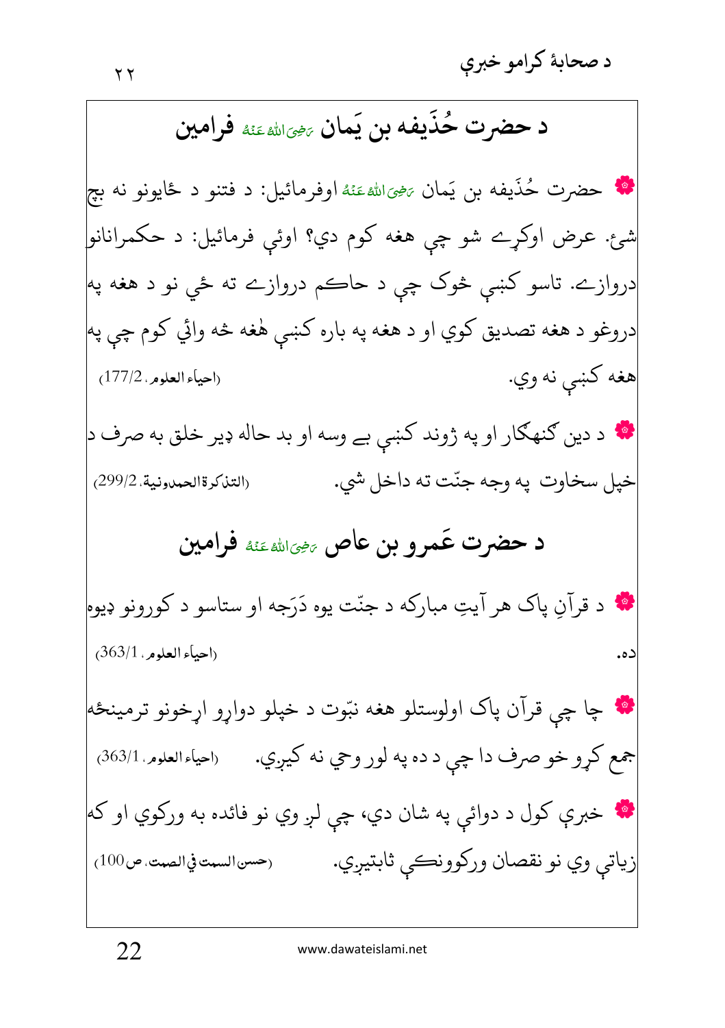## د حضرت حُذَیفه بن یَمان رَضِیَ اللّٰہُ عَنْہُ فرامین

- حضرت حُذَیفه بن یَمان رَضِیَ اللّٰہُ عَنْہُ اوفرمائیل: د فتنو د ځایونو نه بچ شئ. عرض اوکړے شو چې هغه کوم دي؟ اوئې فرمائیل: د حکمرانانو دروازے. تاسو کښې څوک چې د حاکم دروازے ته ځي نو د هغه په دروغو د هغه تصدیق کوي او د هغه په باره کښې هُغه څه وائي کوم چې په هغه کښې نه وي. (احیاء العلوم، 177/2)

- د دین ګنهګار او په ژوند کښې بے وسه او بد حاله ډیر خلق به صرف د خپل سخاوت په وجه جنّت ته داخل شي. (التذکرة الحمدونیة، 299/2)

## د حضرت عَمرو بن عاص رَضِیَ اللّٰہُ عَنْہُ فرامین

- د قرآنِ پاک هر آیتِ مبارکه د جنّت یوه دَرَجه او ستاسو د کورونو ډیوه ده. (احیاء العلوم، 363/1)

- چا چې قرآن پاک اولوستلو هغه نبّوت د خپلو دواړو اړخونو ترمینځه جمع کړو خو صرف دا چې د ده په لور وحي نه کیږي. (احیاء العلوم، 363/1)

- خبرې کول د دوائې په شان دي، چې لږ وي نو فائده به ورکوي او که زیاتې وي نو نقصان ورکوونکې ثابتیږي. (حسن السمت في الصمت، ص100)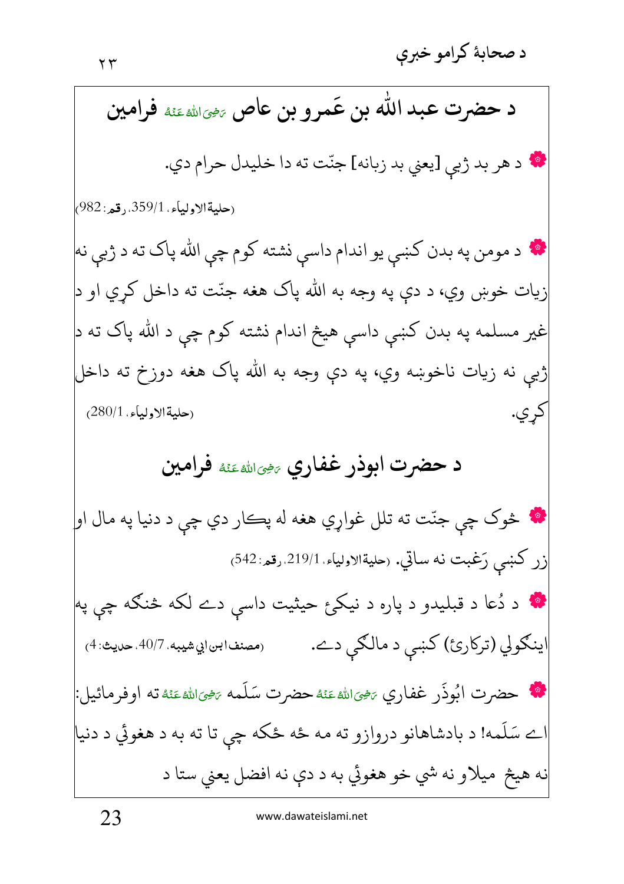## د حضرت عبد الله بن عَمرو بن عاص رَضِیَ اللہُ عَنْہُ فرامین

- د هر بد ژبې [يعني بد زبانه] جنّت ته دا خليدل حرام دي.

(حلية الاولياء، 1/359، رقم: 982)

- د مومن په بدن کښې يو اندام داسې نشته کوم چې الله پاک ته د ژبې نه زيات خوښ وي، د دې په وجه به الله پاک هغه جنّت ته داخل کړي او د غير مسلمه په بدن کښې داسې هيڅ اندام نشته کوم چې د الله پاک ته د ژبې نه زيات ناخوښه وي، په دې وجه به الله پاک هغه دوزخ ته داخل کړي. (حلية الاولياء، 1/280)

## د حضرت ابوذر غفاري رَضِیَ اللہُ عَنْہُ فرامين

- څوک چې جنّت ته تلل غواړي هغه له پکار دي چې د دنيا په مال او زر کښې رَغبت نه ساتي. (حلية الاولياء، 1/219، رقم: 542)

- د دُعا د قبليدو د پاره د نيکئ حيثيت داسې دے لکه څنګه چې په اينګولي (ترکارئ) کښې د مالګې دے. (مصنف ابن ابي شيبه، 7/40، حديث: 4)

- حضرت ابُوذَر غفاري رَضِیَ اللہُ عَنْہُ حضرت سَلَمه رَضِیَ اللہُ عَنْہُ ته اوفرمائيل: اے سَلَمه! د بادشاهانو دروازو ته مه ځه ځکه چې تا ته به د هغوئ د دنيا نه هيڅ ميلاو نه شي خو هغوئ به د دې نه افضل يعني ستا د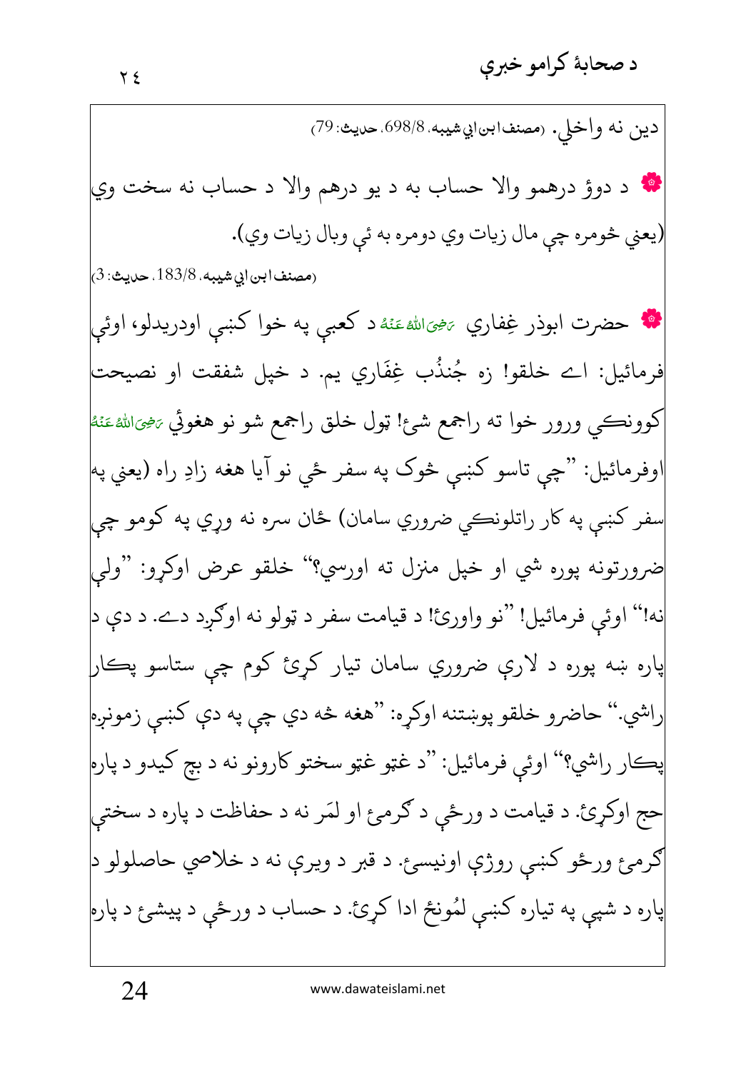دین نه واخلي. (مصنف ابن ابي شيبه، 698/8، حديث: 79)

❁ د دوؤ درهمو والا حساب به د يو درهم والا د حساب نه سخت وي (يعني څومره چې مال زيات وي دومره به ئې وبال زيات وي).

(مصنف ابن ابي شيبه، 183/8، حديث: 3)

❁ حضرت ابوذر غِفاري رَضِیَ اللهُ عَنْهُ د کعبې په خوا کښې اودريدلو، اوئې فرمائيل: اے خلقو! زه جُندُب غِفَاري يم. د خپل شفقت او نصيحت کوونڪي ورور خوا ته راجمع شئ! ټول خلق راجمع شو نو هغوئي رَضِیَ اللهُ عَنْهُ اوفرمائيل: "چې تاسو کښې څوک په سفر ځي نو آيا هغه زادِ راه (يعني په سفر کښې په کار راتلونڪي ضروري سامان) ځان سره نه وړي په کومو چې ضرورتونه پوره شي او خپل منزل ته اورسي؟" خلقو عرض اوکړو: "ولې نه!" اوئې فرمائيل! "نو واورئ! د قيامت سفر د ټولو نه اوګږد دے. د دې د پاره ښه پوره د لارې ضروري سامان تيار کړئ کوم چې ستاسو پڪار راشي." حاضرو خلقو پوښتنه اوکړه: "هغه څه دي چې په دې کښې زمونږه پڪار راشي؟" اوئې فرمائيل: "د غټو غټو سختو کارونو نه د بچ کيدو د پاره حج اوکړئ. د قيامت د ورځې د ګرمئ او لمَر نه د حفاظت د پاره د سختې ګرمئ ورځو کښې روژې اونيسئ. د قبر د ويرې نه د خلاصي حاصلولو د پاره د شپې په تياره کښې لمُونځ ادا کړئ. د حساب د ورځې د پيشئ د پاره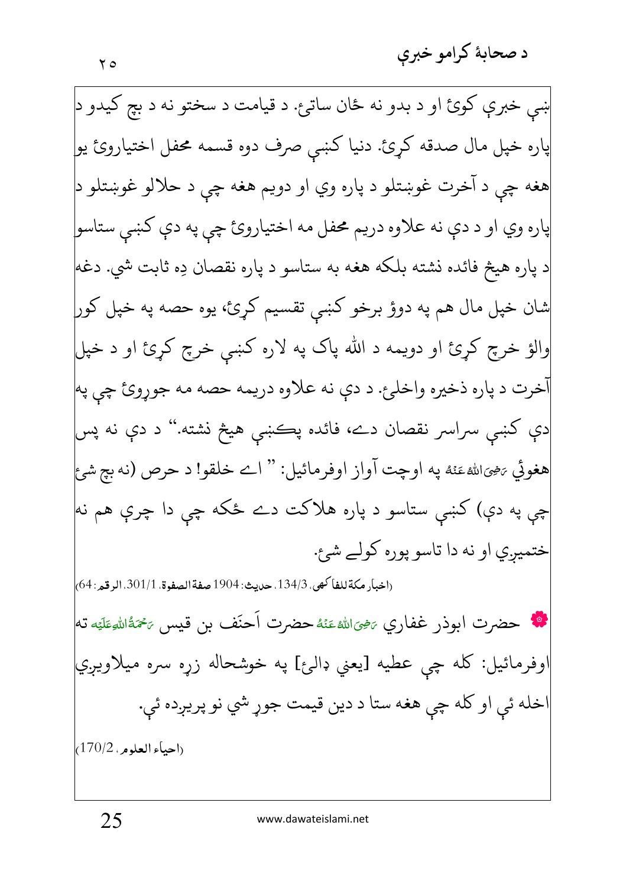بنې خبرې کوئ او د بدو نه ځان ساتئ. د قيامت د سختو نه د بچ کيدو د پاره خپل مال صدقه کړئ. دنيا کښې صرف دوه قسمه محفل اختياروئ يو هغه چې د آخرت غوښتلو د پاره وي او دويم هغه چې د حلالو غوښتلو د پاره وي او د دې نه علاوه دريم محفل مه اختياروئ چې په دې کښې ستاسو د پاره هيڅ فائده نشته بلکه هغه به ستاسو د پاره نقصان دِه ثابت شي. دغه شان خپل مال هم په دوؤ برخو کښې تقسيم کړئ، يوه حصه په خپل کور والؤ خرچ کړئ او دويمه د الله پاک په لاره کښې خرچ کړئ او د خپل آخرت د پاره ذخيره واخلئ. د دې نه علاوه دريمه حصه مه جوړوئ چې په دې کښې سراسر نقصان دے، فائده پکښې هيڅ نشته.“ د دې نه پس هغوئي رَضِیَ اللهُ عَنْهُ په اوچت آواز اوفرمائيل: ” اے خلقو! د حرص (نه بچ شئ چې په دې) کښې ستاسو د پاره هلاکت دے ځکه چې دا چرې هم نه ختميږي او نه دا تاسو پوره کولے شئ.

(اخبار مکة للفاکهی، 3/134، حديث: 1904 صفة الصفوة، 1/301، الرقم: 64)

حضرت ابوذر غفاري رَضِیَ اللهُ عَنْهُ حضرت اَحنَف بن قيس رَحْمَةُ اللهِ عَلَيْه ته اوفرمائيل: کله چې عطيه [يعني ډالئ] په خوشحاله زړه سره ميلاويږي اخله ئې او کله چې هغه ستا د دين قيمت جوړ شي نو پريږده ئې.

(احياء العلوم، 2/170)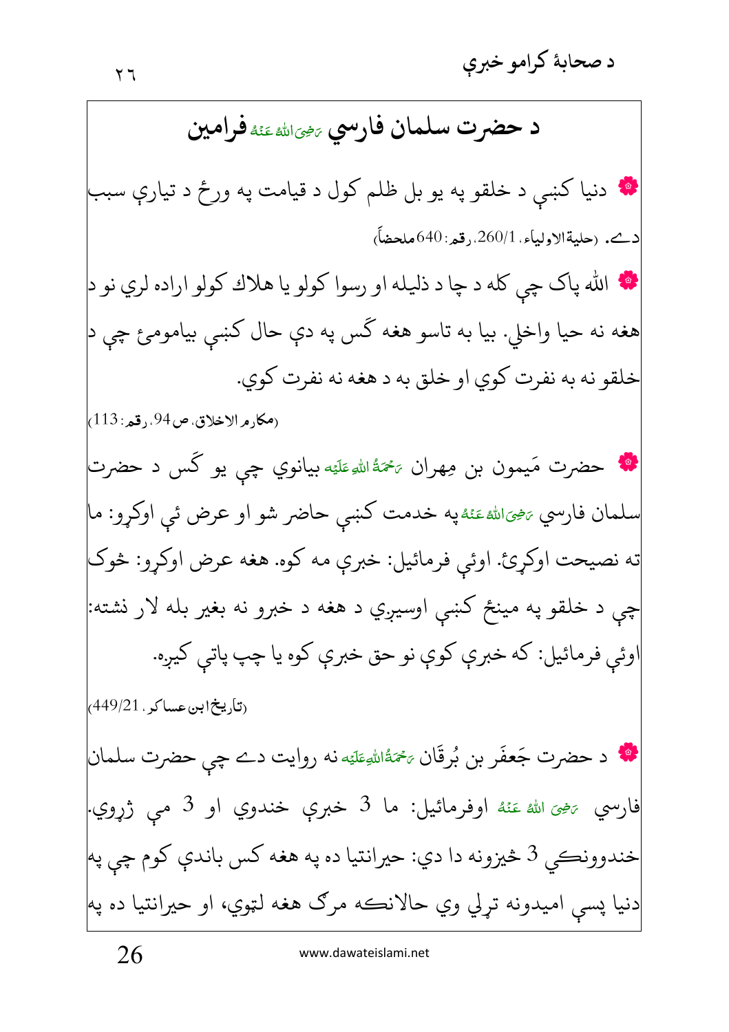## د حضرت سلمان فارسي رَضِیَ اللہُ عَنْہُ فرامين

- دنيا كښې د خلقو په يو بل ظلم كول د قيامت په ورځ د تيارې سبب دے. (حلية الاولياء، 260/1، رقم: 640 ملحضاً)

- الله پاک چې کله د چا د ذليله او رسوا كولو يا هلاك كولو اراده لري نو د هغه نه حيا واخلي. بيا به تاسو هغه ګس په دې حال كښې بيامومئ چې د خلقو نه به نفرت كوي او خلق به د هغه نه نفرت كوي.

(مكارم الاخلاق، ص 94، رقم: 113)

- حضرت مَيمون بن مِهران رَحۡمَۃُ اللہِ عَلَیۡہ بيانوي چې يو ګس د حضرت سلمان فارسي رَضِیَ اللہُ عَنۡہُ په خدمت كښې حاضر شو او عرض ئې اوكړو: ما ته نصيحت اوكړئ. اوئې فرمائيل: خبرې مه كوه. هغه عرض اوكړو: څوک چې د خلقو په مينځ كښې اوسيږي د هغه د خبرو نه بغير بله لار نشته: اوئې فرمائيل: كه خبرې كوې نو حق خبرې كوه يا چپ پاتې كيږه.

(تاريخ ابن عساكر، 449/21)

- د حضرت جَعفَر بن بُرقَان رَحۡمَۃُ اللہِ عَلَیۡہ نه روايت دے چې حضرت سلمان فارسي رَضِیَ اللہُ عَنۡہُ اوفرمائيل: ما 3 خبرې خندوي او 3 مې ژړوي. خندوونكي 3 څيزونه دا دي: حيرانتيا ده په هغه كس باندې كوم چې په دنيا پسې اميدونه تړلي وي حالانكه مرګ هغه لټوي، او حيرانتيا ده په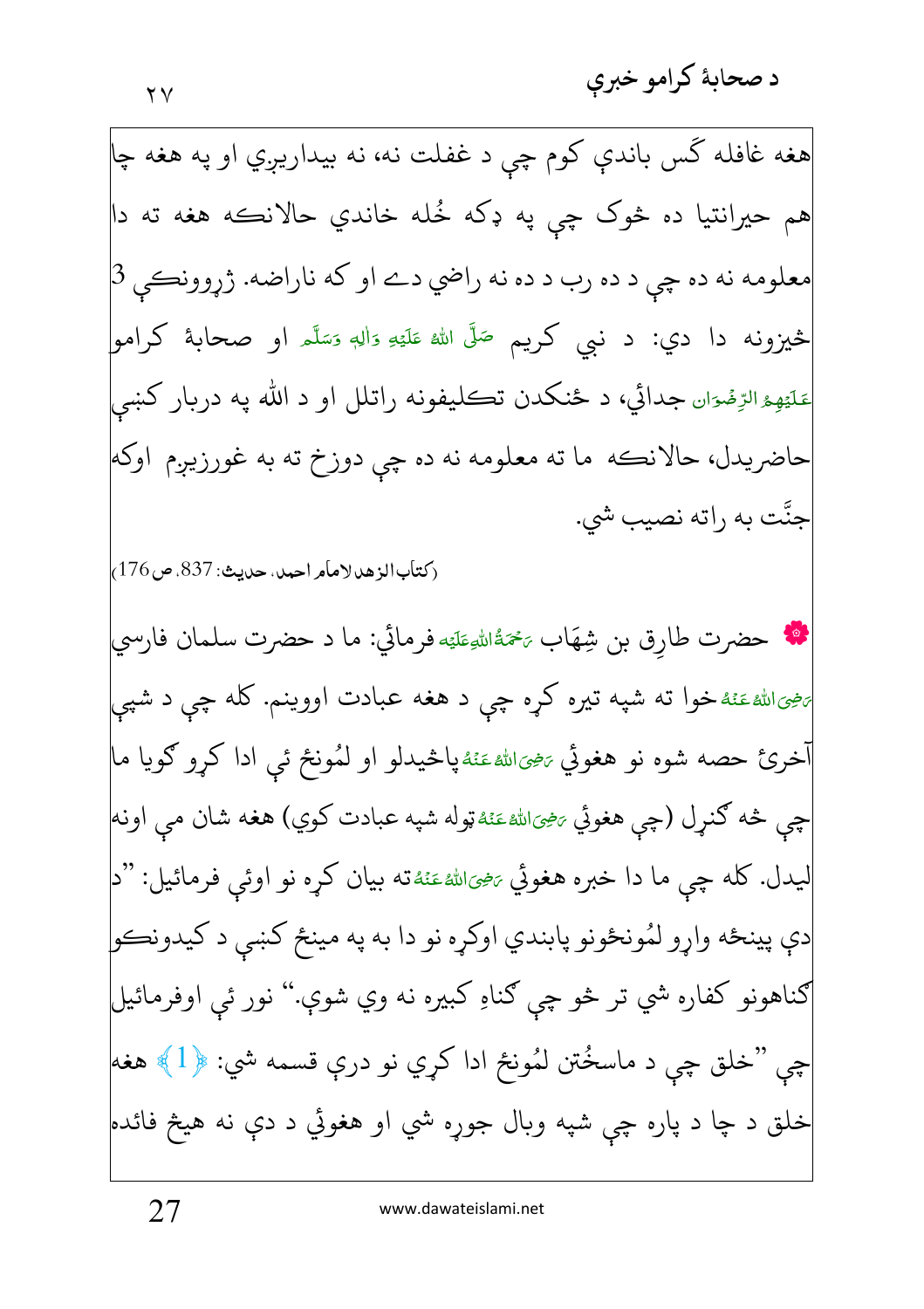هغه غافله کَس باندې کوم چې د غفلت نه، نه بيداريږي او په هغه چا هم حيرانتيا ده څوک چې په ډکه خُله خاندي حالانکه هغه ته دا معلومه نه ده چې د ده رب د ده نه راضي دے او که ناراضه. ژړوونکې 3 څيزونه دا دي: د نبي کريم صَلَّى اللهُ عَلَيْهِ وَاٰلِهٖ وَسَلَّم او صحابهٔ کرامو عَلَيْهِمُ الرِّضْوَان جدائي، د ځنکدن تکليفونه راتلل او د الله په دربار کښې حاضريدل، حالانکه ما ته معلومه نه ده چې دوزخ ته به غورزيږم اوکه جنَّت به راته نصيب شي.

(کتاب الزهد لامام احمد، حديث: 837، ص 176)

حضرت طارِق بن شِهَاب رَحْمَةُ اللهِ عَلَيْه فرمائي: ما د حضرت سلمان فارسي رَضِيَ اللهُ عَنْهُ خوا ته شپه تيره کړه چې د هغه عبادت اووينم. کله چې د شپې آخرئ حصه شوه نو هغوئي رَضِيَ اللهُ عَنْهُ پاڅيدلو او لمُونځ ئي ادا کړو ګويا ما چې څه ګڼړل (چې هغوئي رَضِيَ اللهُ عَنْهُ ټوله شپه عبادت کوي) هغه شان مې اونه ليدل. کله چې ما دا خبره هغوئي رَضِيَ اللهُ عَنْهُ ته بيان کړه نو اوئې فرمائيل: "د دې پينځه وارو لمُونځونو پابندي اوکړه نو دا به په مينځ کښې د کيدونکو ګناهونو کفاره شي تر څو چې ګناهِ کبيره نه وي شوې." نور ئې اوفرمائيل چې "خلق چې د ماسخُتن لمُونځ ادا کړي نو درې قسمه شي: ﴿1﴾ هغه خلق د چا د پاره چې شپه وبال جوړه شي او هغوئي د دې نه هيڅ فائده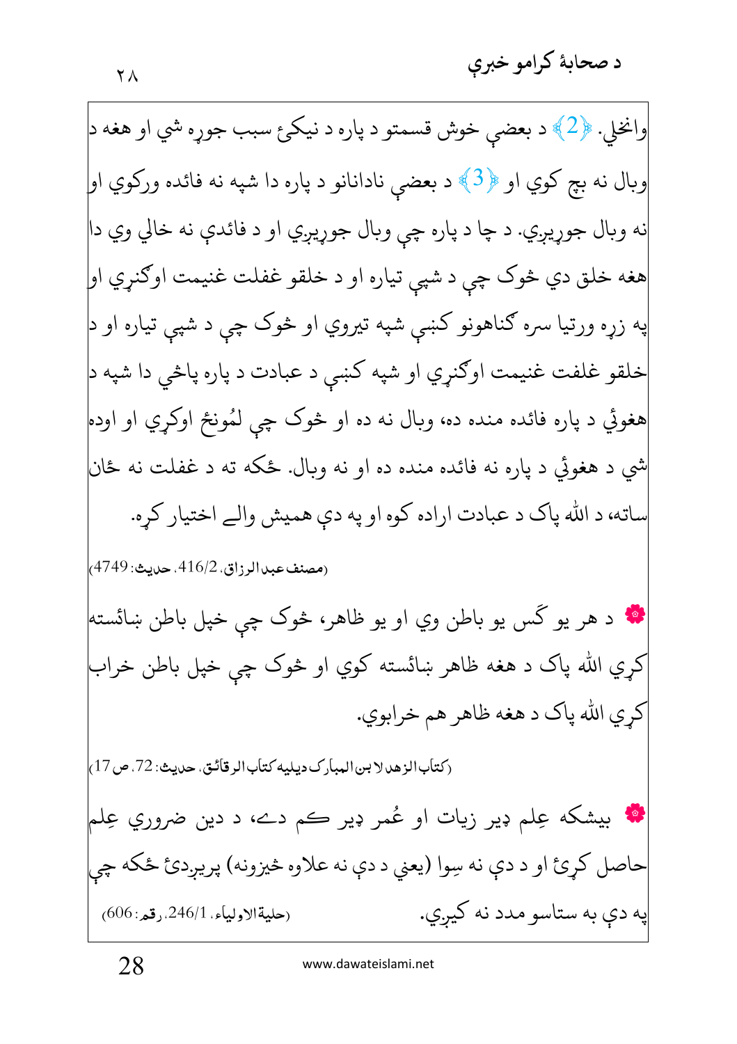وانخلي. ﴿2﴾ د بعضې خوش قسمتو د پاره د نیکۍ سبب جوړه شي او هغه د وبال نه بچ کوي او ﴿3﴾ د بعضې نادانانو د پاره دا شپه نه فائده ورکوي او نه وبال جوړېږي. د چا د پاره چې وبال جوړېږي او د فائدې نه خالي وي دا هغه خلق دي څوک چې د شپې تياره او د خلقو غفلت غنيمت اوګڼړي او په زړه ورتيا سره ګناهونو کښې شپه تيروي او څوک چې د شپې تياره او د خلقو غفلت غنيمت اوګڼړي او شپه کښې د عبادت د پاره پاڅي دا شپه د هغوئي د پاره فائده منده ده، وبال نه ده او څوک چې لمُونځ اوکړي او اوده شي د هغوئي د پاره نه فائده منده ده او نه وبال. ځکه ته د غفلت نه ځان ساته، د الله پاک د عبادت اراده کوه او په دې هميش والے اختيار کړه.

(مصنف عبد الرزاق، 416/2، حديث: 4749)

❁ د هر يو ګس يو باطن وي او يو ظاهر، څوک چې خپل باطن ښائسته کړي الله پاک د هغه ظاهر ښائسته کوي او څوک چې خپل باطن خراب کړي الله پاک د هغه ظاهر هم خرابوي.

(کتاب الزهد لابن المبارک دیلیه کتاب الرقائق، حديث: 72، ص 17)

❁ بيشکه عِلم ډير زيات او عُمر ډير کم دے، د دين ضروري عِلم حاصل کړئ او د دې نه سِوا (يعني د دې نه علاوه څيزونه) پريږدئ ځکه چې په دې به ستاسو مدد نه کيږي.

(حلية الاولياء، 246/1، رقم: 606)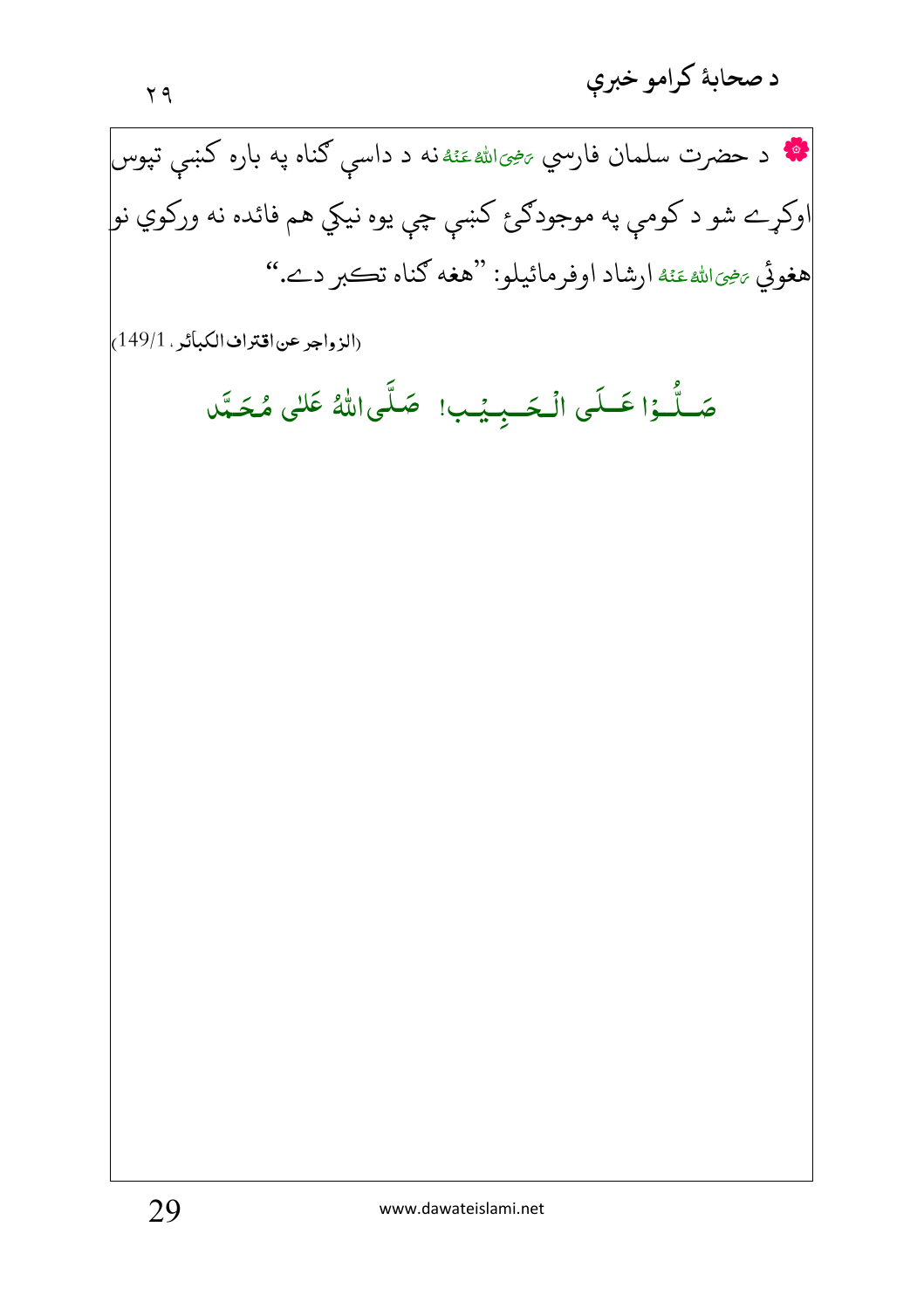✿ د حضرت سلمان فارسي رَضِیَ اللّٰہُ عَنْہُ نه د داسې ګناه په باره کښې تپوس اوکړے شو د کومې په موجودګئ کښې چې يوه نيکي هم فائده نه ورکوي نو هغوئي رَضِیَ اللّٰہُ عَنْہُ ارشاد اوفرمائيلو: ”هغه ګناه تکبر دے.“

(الزواجر عن اقتراف الكبائر، 149/1)

صَلُّوْا عَلَى الْحَبِيْب! صَلَّى اللّٰهُ عَلٰى مُحَمَّد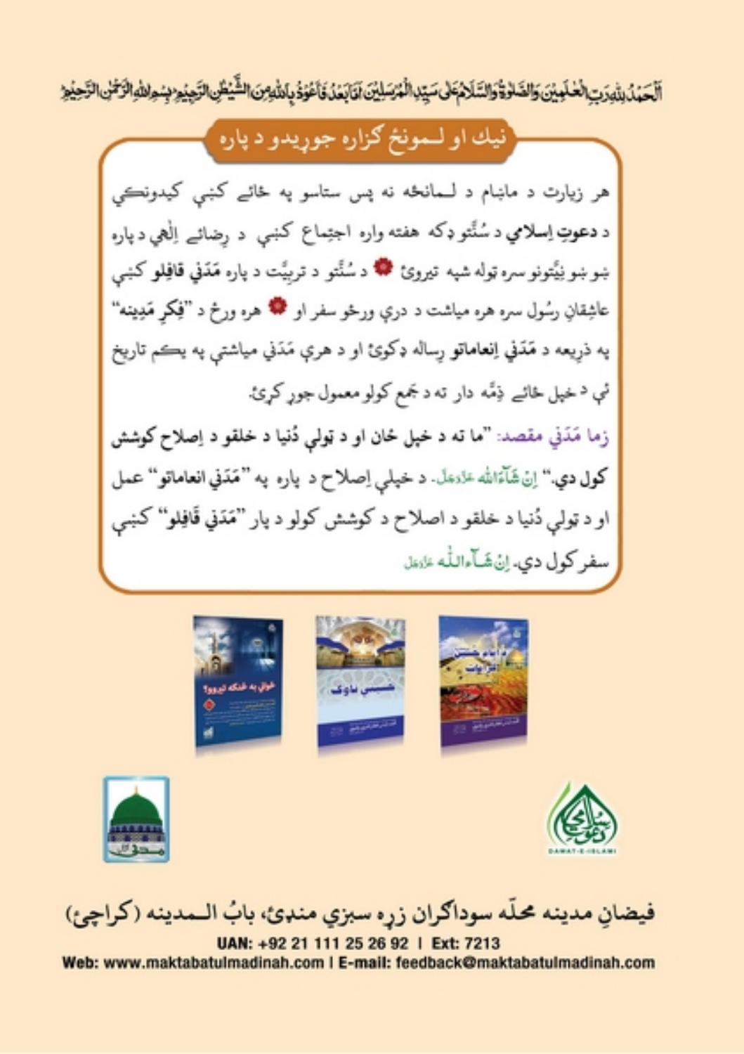اَلْحَمْدُ لِلّٰهِ رَبِّ الْعٰلَمِیْنَ وَالصَّلٰوةُ وَالسَّلَامُ عَلٰی سَیِّدِ الْمُرْسَلِیْنَ اَمَّا بَعْدُ فَاَعُوْذُ بِاللّٰهِ مِنَ الشَّیْطٰنِ الرَّجِیْمِ بِسْمِ اللّٰهِ الرَّحْمٰنِ الرَّحِیْمِ

## نیک او لمونځ گزاره جوړېدو د پاره

هر زیارت د ماښام د لمانځه نه پس ستاسو په ځائے کښې کیدونکې د **دعوتِ اسلامي** د سُنَّتو ډکه هفته واره اجتماع کښې د رِضائے اِلٰهي د پاره ښو ښو نِیَّتونو سره توله شپه تیروئ ❁ د سُنَّتو د تربیَّت د پاره **مَدَني قافِلو** کښې عاشِقانِ رسُول سره هره میاشت د درې ورځو سفر او ❁ هره ورځ د **"فِکرِ مَدِینه"** په ذریعه د **مَدَني اِنعاماتو** رِساله ډکوئ او د هرې مَدَني میاشتې په یکم تاریخ ئې د خپل ځائے ذِمَّه دار ته د جمع کولو معمول جوړ کړئ.

**زما مَدَني مقصد:** **"ما ته د خپل ځان او د ټولې دُنیا د خلقو د اِصلاح کوشش کول دي."** اِنْ شَآءَ اللّٰه عَزَّوَجَلَّ. د خپلې اِصلاح د پاره په **"مَدَني انعاماتو"** عمل او د ټولې دُنیا د خلقو د اصلاح د کوشش کولو د پار **"مَدَني قَافِلو"** کښې سفر کول دي. اِنْ شَآءَاللّٰه عَزَّوَجَلَّ

فیضانِ مدینه محلّه سوداگران زړه سبزي منډئ، بابُ المدینه (کراچئ)

UAN: +92 21 111 25 26 92 | Ext: 7213

Web: www.maktabatulmadinah.com | E-mail: feedback@maktabatulmadinah.com